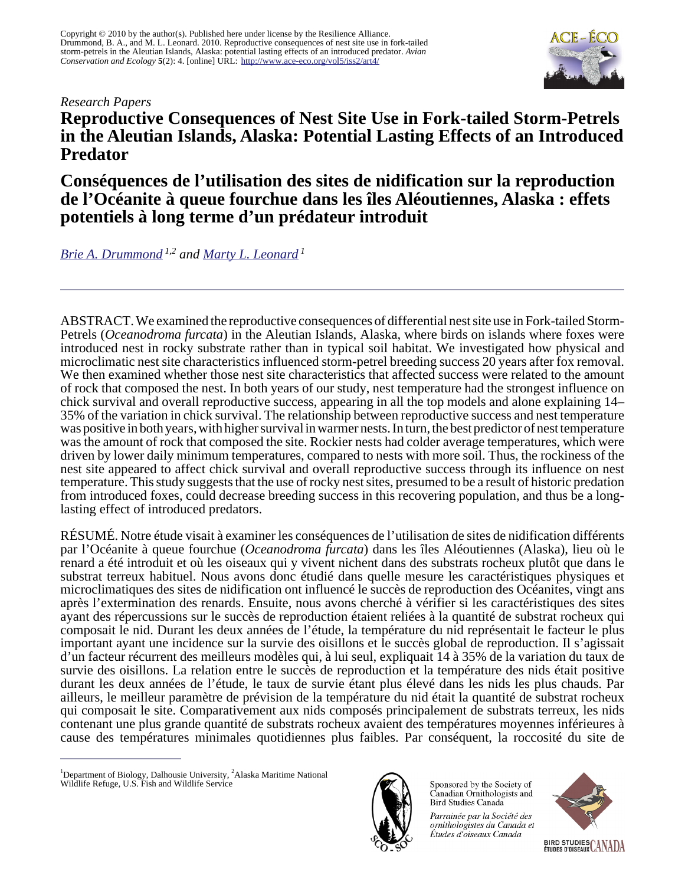Copyright © 2010 by the author(s). Published here under license by the Resilience Alliance.
Drummond, B. A., and M. L. Leonard. 2010. Reproductive consequences of nest site use in fork-tailed storm-petrels in the Aleutian Islands, Alaska: potential lasting effects of an introduced predator. *Avian Conservation and Ecology* **5**(2): 4. [online] URL: http://www.ace-eco.org/vol5/iss2/art4/

*Research Papers*

# Reproductive Consequences of Nest Site Use in Fork-tailed Storm-Petrels in the Aleutian Islands, Alaska: Potential Lasting Effects of an Introduced Predator

# Conséquences de l'utilisation des sites de nidification sur la reproduction de l'Océanite à queue fourchue dans les îles Aléoutiennes, Alaska : effets potentiels à long terme d'un prédateur introduit

*Brie A. Drummond* [1,2] *and Marty L. Leonard* [1]

ABSTRACT. We examined the reproductive consequences of differential nest site use in Fork-tailed Storm-Petrels (*Oceanodroma furcata*) in the Aleutian Islands, Alaska, where birds on islands where foxes were introduced nest in rocky substrate rather than in typical soil habitat. We investigated how physical and microclimatic nest site characteristics influenced storm-petrel breeding success 20 years after fox removal. We then examined whether those nest site characteristics that affected success were related to the amount of rock that composed the nest. In both years of our study, nest temperature had the strongest influence on chick survival and overall reproductive success, appearing in all the top models and alone explaining 14–35% of the variation in chick survival. The relationship between reproductive success and nest temperature was positive in both years, with higher survival in warmer nests. In turn, the best predictor of nest temperature was the amount of rock that composed the site. Rockier nests had colder average temperatures, which were driven by lower daily minimum temperatures, compared to nests with more soil. Thus, the rockiness of the nest site appeared to affect chick survival and overall reproductive success through its influence on nest temperature. This study suggests that the use of rocky nest sites, presumed to be a result of historic predation from introduced foxes, could decrease breeding success in this recovering population, and thus be a long-lasting effect of introduced predators.

RÉSUMÉ. Notre étude visait à examiner les conséquences de l'utilisation de sites de nidification différents par l'Océanite à queue fourchue (*Oceanodroma furcata*) dans les îles Aléoutiennes (Alaska), lieu où le renard a été introduit et où les oiseaux qui y vivent nichent dans des substrats rocheux plutôt que dans le substrat terreux habituel. Nous avons donc étudié dans quelle mesure les caractéristiques physiques et microclimatiques des sites de nidification ont influencé le succès de reproduction des Océanites, vingt ans après l'extermination des renards. Ensuite, nous avons cherché à vérifier si les caractéristiques des sites ayant des répercussions sur le succès de reproduction étaient reliées à la quantité de substrat rocheux qui composait le nid. Durant les deux années de l'étude, la température du nid représentait le facteur le plus important ayant une incidence sur la survie des oisillons et le succès global de reproduction. Il s'agissait d'un facteur récurrent des meilleurs modèles qui, à lui seul, expliquait 14 à 35% de la variation du taux de survie des oisillons. La relation entre le succès de reproduction et la température des nids était positive durant les deux années de l'étude, le taux de survie étant plus élevé dans les nids les plus chauds. Par ailleurs, le meilleur paramètre de prévision de la température du nid était la quantité de substrat rocheux qui composait le site. Comparativement aux nids composés principalement de substrats terreux, les nids contenant une plus grande quantité de substrats rocheux avaient des températures moyennes inférieures à cause des températures minimales quotidiennes plus faibles. Par conséquent, la roccosité du site de

[1] Department of Biology, Dalhousie University, [2] Alaska Maritime National Wildlife Refuge, U.S. Fish and Wildlife Service

Sponsored by the Society of Canadian Ornithologists and Bird Studies Canada

*Parrainée par la Société des ornithologistes du Canada et Études d'oiseaux Canada*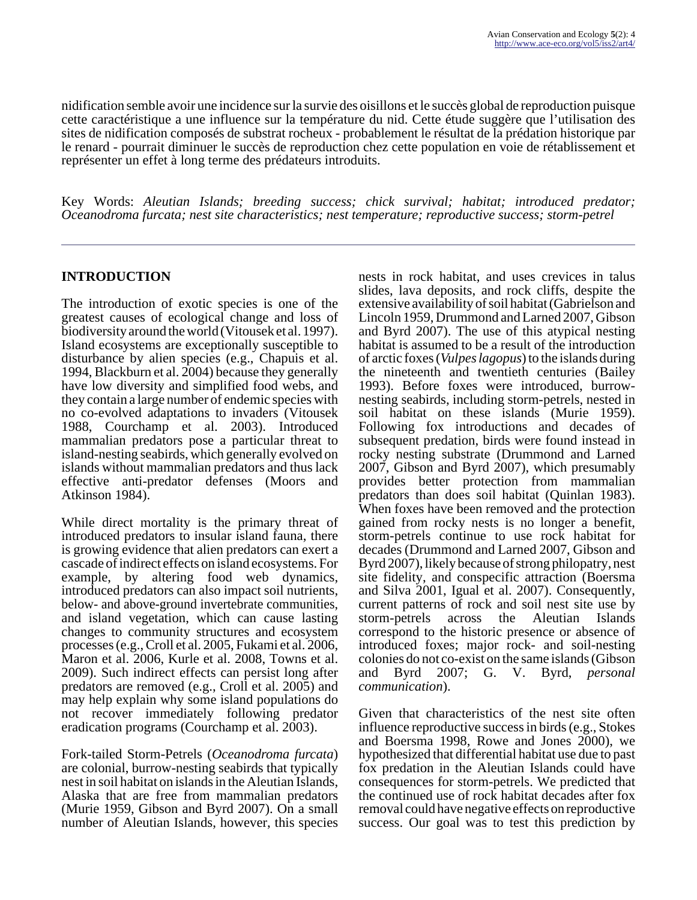nidification semble avoir une incidence sur la survie des oisillons et le succès global de reproduction puisque cette caractéristique a une influence sur la température du nid. Cette étude suggère que l'utilisation des sites de nidification composés de substrat rocheux - probablement le résultat de la prédation historique par le renard - pourrait diminuer le succès de reproduction chez cette population en voie de rétablissement et représenter un effet à long terme des prédateurs introduits.

Key Words: *Aleutian Islands; breeding success; chick survival; habitat; introduced predator; Oceanodroma furcata; nest site characteristics; nest temperature; reproductive success; storm-petrel*

## INTRODUCTION

The introduction of exotic species is one of the greatest causes of ecological change and loss of biodiversity around the world (Vitousek et al. 1997). Island ecosystems are exceptionally susceptible to disturbance by alien species (e.g., Chapuis et al. 1994, Blackburn et al. 2004) because they generally have low diversity and simplified food webs, and they contain a large number of endemic species with no co-evolved adaptations to invaders (Vitousek 1988, Courchamp et al. 2003). Introduced mammalian predators pose a particular threat to island-nesting seabirds, which generally evolved on islands without mammalian predators and thus lack effective anti-predator defenses (Moors and Atkinson 1984).

While direct mortality is the primary threat of introduced predators to insular island fauna, there is growing evidence that alien predators can exert a cascade of indirect effects on island ecosystems. For example, by altering food web dynamics, introduced predators can also impact soil nutrients, below- and above-ground invertebrate communities, and island vegetation, which can cause lasting changes to community structures and ecosystem processes (e.g., Croll et al. 2005, Fukami et al. 2006, Maron et al. 2006, Kurle et al. 2008, Towns et al. 2009). Such indirect effects can persist long after predators are removed (e.g., Croll et al. 2005) and may help explain why some island populations do not recover immediately following predator eradication programs (Courchamp et al. 2003).

Fork-tailed Storm-Petrels (*Oceanodroma furcata*) are colonial, burrow-nesting seabirds that typically nest in soil habitat on islands in the Aleutian Islands, Alaska that are free from mammalian predators (Murie 1959, Gibson and Byrd 2007). On a small number of Aleutian Islands, however, this species nests in rock habitat, and uses crevices in talus slides, lava deposits, and rock cliffs, despite the extensive availability of soil habitat (Gabrielson and Lincoln 1959, Drummond and Larned 2007, Gibson and Byrd 2007). The use of this atypical nesting habitat is assumed to be a result of the introduction of arctic foxes (*Vulpes lagopus*) to the islands during the nineteenth and twentieth centuries (Bailey 1993). Before foxes were introduced, burrow-nesting seabirds, including storm-petrels, nested in soil habitat on these islands (Murie 1959). Following fox introductions and decades of subsequent predation, birds were found instead in rocky nesting substrate (Drummond and Larned 2007, Gibson and Byrd 2007), which presumably provides better protection from mammalian predators than does soil habitat (Quinlan 1983). When foxes have been removed and the protection gained from rocky nests is no longer a benefit, storm-petrels continue to use rock habitat for decades (Drummond and Larned 2007, Gibson and Byrd 2007), likely because of strong philopatry, nest site fidelity, and conspecific attraction (Boersma and Silva 2001, Igual et al. 2007). Consequently, current patterns of rock and soil nest site use by storm-petrels across the Aleutian Islands correspond to the historic presence or absence of introduced foxes; major rock- and soil-nesting colonies do not co-exist on the same islands (Gibson and Byrd 2007; G. V. Byrd, *personal communication*).

Given that characteristics of the nest site often influence reproductive success in birds (e.g., Stokes and Boersma 1998, Rowe and Jones 2000), we hypothesized that differential habitat use due to past fox predation in the Aleutian Islands could have consequences for storm-petrels. We predicted that the continued use of rock habitat decades after fox removal could have negative effects on reproductive success. Our goal was to test this prediction by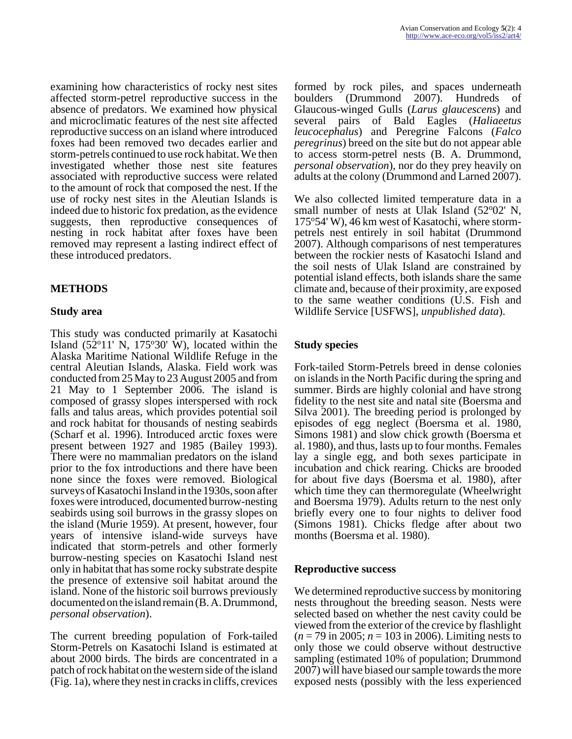examining how characteristics of rocky nest sites affected storm-petrel reproductive success in the absence of predators. We examined how physical and microclimatic features of the nest site affected reproductive success on an island where introduced foxes had been removed two decades earlier and storm-petrels continued to use rock habitat. We then investigated whether those nest site features associated with reproductive success were related to the amount of rock that composed the nest. If the use of rocky nest sites in the Aleutian Islands is indeed due to historic fox predation, as the evidence suggests, then reproductive consequences of nesting in rock habitat after foxes have been removed may represent a lasting indirect effect of these introduced predators.

## METHODS

### Study area

This study was conducted primarily at Kasatochi Island (52°11' N, 175°30' W), located within the Alaska Maritime National Wildlife Refuge in the central Aleutian Islands, Alaska. Field work was conducted from 25 May to 23 August 2005 and from 21 May to 1 September 2006. The island is composed of grassy slopes interspersed with rock falls and talus areas, which provides potential soil and rock habitat for thousands of nesting seabirds (Scharf et al. 1996). Introduced arctic foxes were present between 1927 and 1985 (Bailey 1993). There were no mammalian predators on the island prior to the fox introductions and there have been none since the foxes were removed. Biological surveys of Kasatochi Insland in the 1930s, soon after foxes were introduced, documented burrow-nesting seabirds using soil burrows in the grassy slopes on the island (Murie 1959). At present, however, four years of intensive island-wide surveys have indicated that storm-petrels and other formerly burrow-nesting species on Kasatochi Island nest only in habitat that has some rocky substrate despite the presence of extensive soil habitat around the island. None of the historic soil burrows previously documented on the island remain (B. A. Drummond, *personal observation*).

The current breeding population of Fork-tailed Storm-Petrels on Kasatochi Island is estimated at about 2000 birds. The birds are concentrated in a patch of rock habitat on the western side of the island (Fig. 1a), where they nest in cracks in cliffs, crevices formed by rock piles, and spaces underneath boulders (Drummond 2007). Hundreds of Glaucous-winged Gulls (*Larus glaucescens*) and several pairs of Bald Eagles (*Haliaeetus leucocephalus*) and Peregrine Falcons (*Falco peregrinus*) breed on the site but do not appear able to access storm-petrel nests (B. A. Drummond, *personal observation*), nor do they prey heavily on adults at the colony (Drummond and Larned 2007).

We also collected limited temperature data in a small number of nests at Ulak Island (52°02' N, 175°54' W), 46 km west of Kasatochi, where storm-petrels nest entirely in soil habitat (Drummond 2007). Although comparisons of nest temperatures between the rockier nests of Kasatochi Island and the soil nests of Ulak Island are constrained by potential island effects, both islands share the same climate and, because of their proximity, are exposed to the same weather conditions (U.S. Fish and Wildlife Service [USFWS], *unpublished data*).

### Study species

Fork-tailed Storm-Petrels breed in dense colonies on islands in the North Pacific during the spring and summer. Birds are highly colonial and have strong fidelity to the nest site and natal site (Boersma and Silva 2001). The breeding period is prolonged by episodes of egg neglect (Boersma et al. 1980, Simons 1981) and slow chick growth (Boersma et al. 1980), and thus, lasts up to four months. Females lay a single egg, and both sexes participate in incubation and chick rearing. Chicks are brooded for about five days (Boersma et al. 1980), after which time they can thermoregulate (Wheelwright and Boersma 1979). Adults return to the nest only briefly every one to four nights to deliver food (Simons 1981). Chicks fledge after about two months (Boersma et al. 1980).

### Reproductive success

We determined reproductive success by monitoring nests throughout the breeding season. Nests were selected based on whether the nest cavity could be viewed from the exterior of the crevice by flashlight ($n = 79$ in 2005; $n = 103$ in 2006). Limiting nests to only those we could observe without destructive sampling (estimated 10% of population; Drummond 2007) will have biased our sample towards the more exposed nests (possibly with the less experienced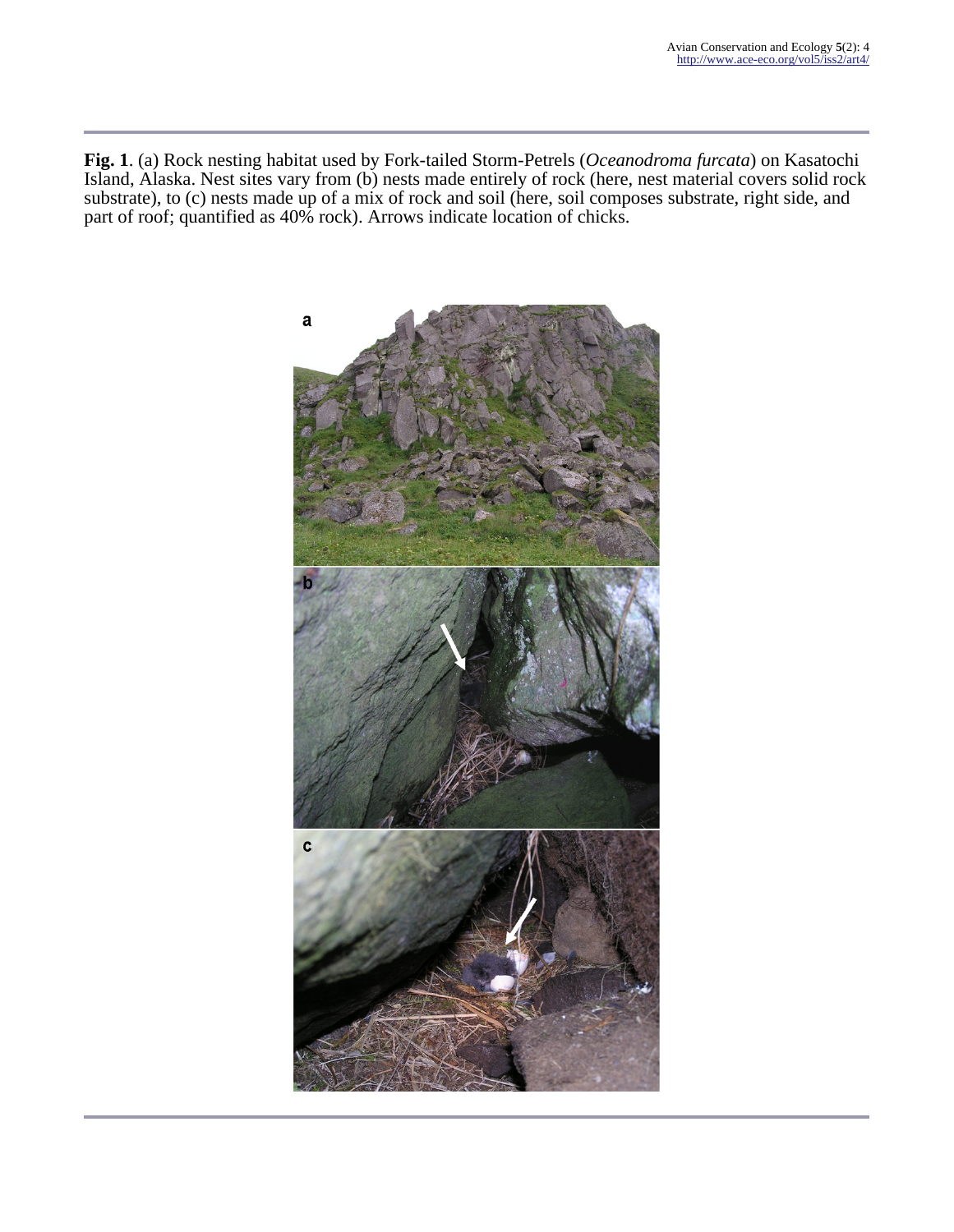**Fig. 1**. (a) Rock nesting habitat used by Fork-tailed Storm-Petrels (*Oceanodroma furcata*) on Kasatochi Island, Alaska. Nest sites vary from (b) nests made entirely of rock (here, nest material covers solid rock substrate), to (c) nests made up of a mix of rock and soil (here, soil composes substrate, right side, and part of roof; quantified as 40% rock). Arrows indicate location of chicks.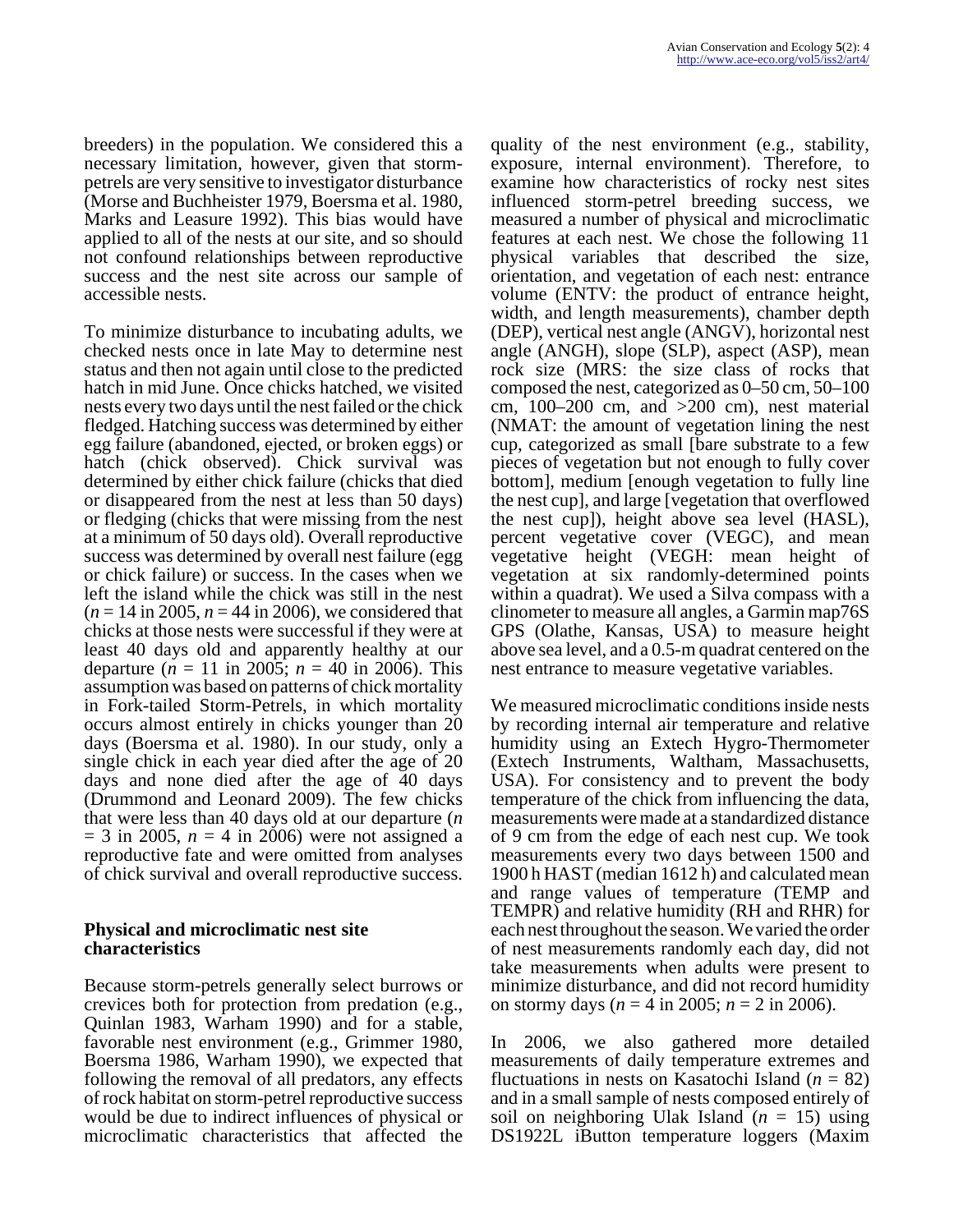breeders) in the population. We considered this a necessary limitation, however, given that storm-petrels are very sensitive to investigator disturbance (Morse and Buchheister 1979, Boersma et al. 1980, Marks and Leasure 1992). This bias would have applied to all of the nests at our site, and so should not confound relationships between reproductive success and the nest site across our sample of accessible nests.

To minimize disturbance to incubating adults, we checked nests once in late May to determine nest status and then not again until close to the predicted hatch in mid June. Once chicks hatched, we visited nests every two days until the nest failed or the chick fledged. Hatching success was determined by either egg failure (abandoned, ejected, or broken eggs) or hatch (chick observed). Chick survival was determined by either chick failure (chicks that died or disappeared from the nest at less than 50 days) or fledging (chicks that were missing from the nest at a minimum of 50 days old). Overall reproductive success was determined by overall nest failure (egg or chick failure) or success. In the cases when we left the island while the chick was still in the nest ($n = 14$ in 2005, $n = 44$ in 2006), we considered that chicks at those nests were successful if they were at least 40 days old and apparently healthy at our departure ($n = 11$ in 2005; $n = 40$ in 2006). This assumption was based on patterns of chick mortality in Fork-tailed Storm-Petrels, in which mortality occurs almost entirely in chicks younger than 20 days (Boersma et al. 1980). In our study, only a single chick in each year died after the age of 20 days and none died after the age of 40 days (Drummond and Leonard 2009). The few chicks that were less than 40 days old at our departure ($n = 3$ in 2005, $n = 4$ in 2006) were not assigned a reproductive fate and were omitted from analyses of chick survival and overall reproductive success.

### Physical and microclimatic nest site characteristics

Because storm-petrels generally select burrows or crevices both for protection from predation (e.g., Quinlan 1983, Warham 1990) and for a stable, favorable nest environment (e.g., Grimmer 1980, Boersma 1986, Warham 1990), we expected that following the removal of all predators, any effects of rock habitat on storm-petrel reproductive success would be due to indirect influences of physical or microclimatic characteristics that affected the quality of the nest environment (e.g., stability, exposure, internal environment). Therefore, to examine how characteristics of rocky nest sites influenced storm-petrel breeding success, we measured a number of physical and microclimatic features at each nest. We chose the following 11 physical variables that described the size, orientation, and vegetation of each nest: entrance volume (ENTV: the product of entrance height, width, and length measurements), chamber depth (DEP), vertical nest angle (ANGV), horizontal nest angle (ANGH), slope (SLP), aspect (ASP), mean rock size (MRS: the size class of rocks that composed the nest, categorized as 0–50 cm, 50–100 cm, 100–200 cm, and >200 cm), nest material (NMAT: the amount of vegetation lining the nest cup, categorized as small [bare substrate to a few pieces of vegetation but not enough to fully cover bottom], medium [enough vegetation to fully line the nest cup], and large [vegetation that overflowed the nest cup]), height above sea level (HASL), percent vegetative cover (VEGC), and mean vegetative height (VEGH: mean height of vegetation at six randomly-determined points within a quadrat). We used a Silva compass with a clinometer to measure all angles, a Garmin map76S GPS (Olathe, Kansas, USA) to measure height above sea level, and a 0.5-m quadrat centered on the nest entrance to measure vegetative variables.

We measured microclimatic conditions inside nests by recording internal air temperature and relative humidity using an Extech Hygro-Thermometer (Extech Instruments, Waltham, Massachusetts, USA). For consistency and to prevent the body temperature of the chick from influencing the data, measurements were made at a standardized distance of 9 cm from the edge of each nest cup. We took measurements every two days between 1500 and 1900 h HAST (median 1612 h) and calculated mean and range values of temperature (TEMP and TEMPR) and relative humidity (RH and RHR) for each nest throughout the season. We varied the order of nest measurements randomly each day, did not take measurements when adults were present to minimize disturbance, and did not record humidity on stormy days ($n = 4$ in 2005; $n = 2$ in 2006).

In 2006, we also gathered more detailed measurements of daily temperature extremes and fluctuations in nests on Kasatochi Island ($n = 82$) and in a small sample of nests composed entirely of soil on neighboring Ulak Island ($n = 15$) using DS1922L iButton temperature loggers (Maxim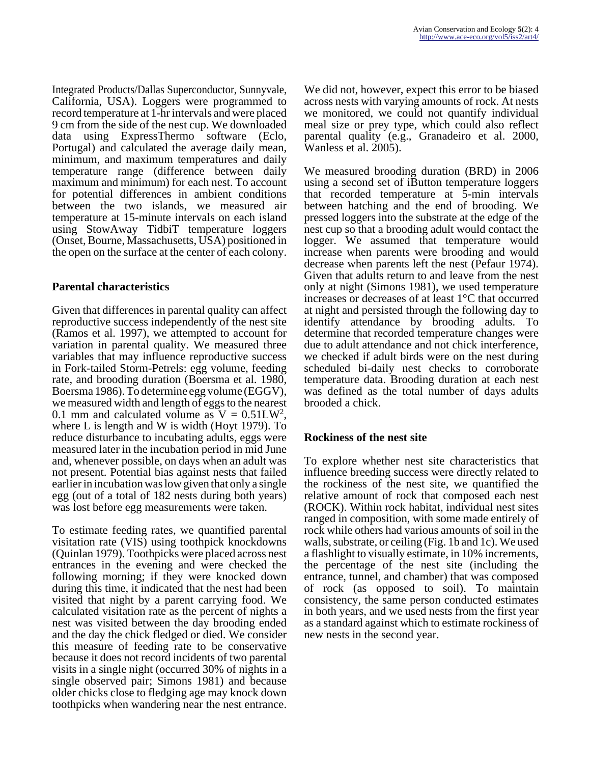Integrated Products/Dallas Superconductor, Sunnyvale, California, USA). Loggers were programmed to record temperature at 1-hr intervals and were placed 9 cm from the side of the nest cup. We downloaded data using ExpressThermo software (Eclo, Portugal) and calculated the average daily mean, minimum, and maximum temperatures and daily temperature range (difference between daily maximum and minimum) for each nest. To account for potential differences in ambient conditions between the two islands, we measured air temperature at 15-minute intervals on each island using StowAway TidbiT temperature loggers (Onset, Bourne, Massachusetts, USA) positioned in the open on the surface at the center of each colony.

## Parental characteristics

Given that differences in parental quality can affect reproductive success independently of the nest site (Ramos et al. 1997), we attempted to account for variation in parental quality. We measured three variables that may influence reproductive success in Fork-tailed Storm-Petrels: egg volume, feeding rate, and brooding duration (Boersma et al. 1980, Boersma 1986). To determine egg volume (EGGV), we measured width and length of eggs to the nearest 0.1 mm and calculated volume as $V = 0.51LW^2$, where L is length and W is width (Hoyt 1979). To reduce disturbance to incubating adults, eggs were measured later in the incubation period in mid June and, whenever possible, on days when an adult was not present. Potential bias against nests that failed earlier in incubation was low given that only a single egg (out of a total of 182 nests during both years) was lost before egg measurements were taken.

To estimate feeding rates, we quantified parental visitation rate (VIS) using toothpick knockdowns (Quinlan 1979). Toothpicks were placed across nest entrances in the evening and were checked the following morning; if they were knocked down during this time, it indicated that the nest had been visited that night by a parent carrying food. We calculated visitation rate as the percent of nights a nest was visited between the day brooding ended and the day the chick fledged or died. We consider this measure of feeding rate to be conservative because it does not record incidents of two parental visits in a single night (occurred 30% of nights in a single observed pair; Simons 1981) and because older chicks close to fledging age may knock down toothpicks when wandering near the nest entrance. We did not, however, expect this error to be biased across nests with varying amounts of rock. At nests we monitored, we could not quantify individual meal size or prey type, which could also reflect parental quality (e.g., Granadeiro et al. 2000, Wanless et al. 2005).

We measured brooding duration (BRD) in 2006 using a second set of iButton temperature loggers that recorded temperature at 5-min intervals between hatching and the end of brooding. We pressed loggers into the substrate at the edge of the nest cup so that a brooding adult would contact the logger. We assumed that temperature would increase when parents were brooding and would decrease when parents left the nest (Pefaur 1974). Given that adults return to and leave from the nest only at night (Simons 1981), we used temperature increases or decreases of at least 1°C that occurred at night and persisted through the following day to identify attendance by brooding adults. To determine that recorded temperature changes were due to adult attendance and not chick interference, we checked if adult birds were on the nest during scheduled bi-daily nest checks to corroborate temperature data. Brooding duration at each nest was defined as the total number of days adults brooded a chick.

## Rockiness of the nest site

To explore whether nest site characteristics that influence breeding success were directly related to the rockiness of the nest site, we quantified the relative amount of rock that composed each nest (ROCK). Within rock habitat, individual nest sites ranged in composition, with some made entirely of rock while others had various amounts of soil in the walls, substrate, or ceiling (Fig. 1b and 1c). We used a flashlight to visually estimate, in 10% increments, the percentage of the nest site (including the entrance, tunnel, and chamber) that was composed of rock (as opposed to soil). To maintain consistency, the same person conducted estimates in both years, and we used nests from the first year as a standard against which to estimate rockiness of new nests in the second year.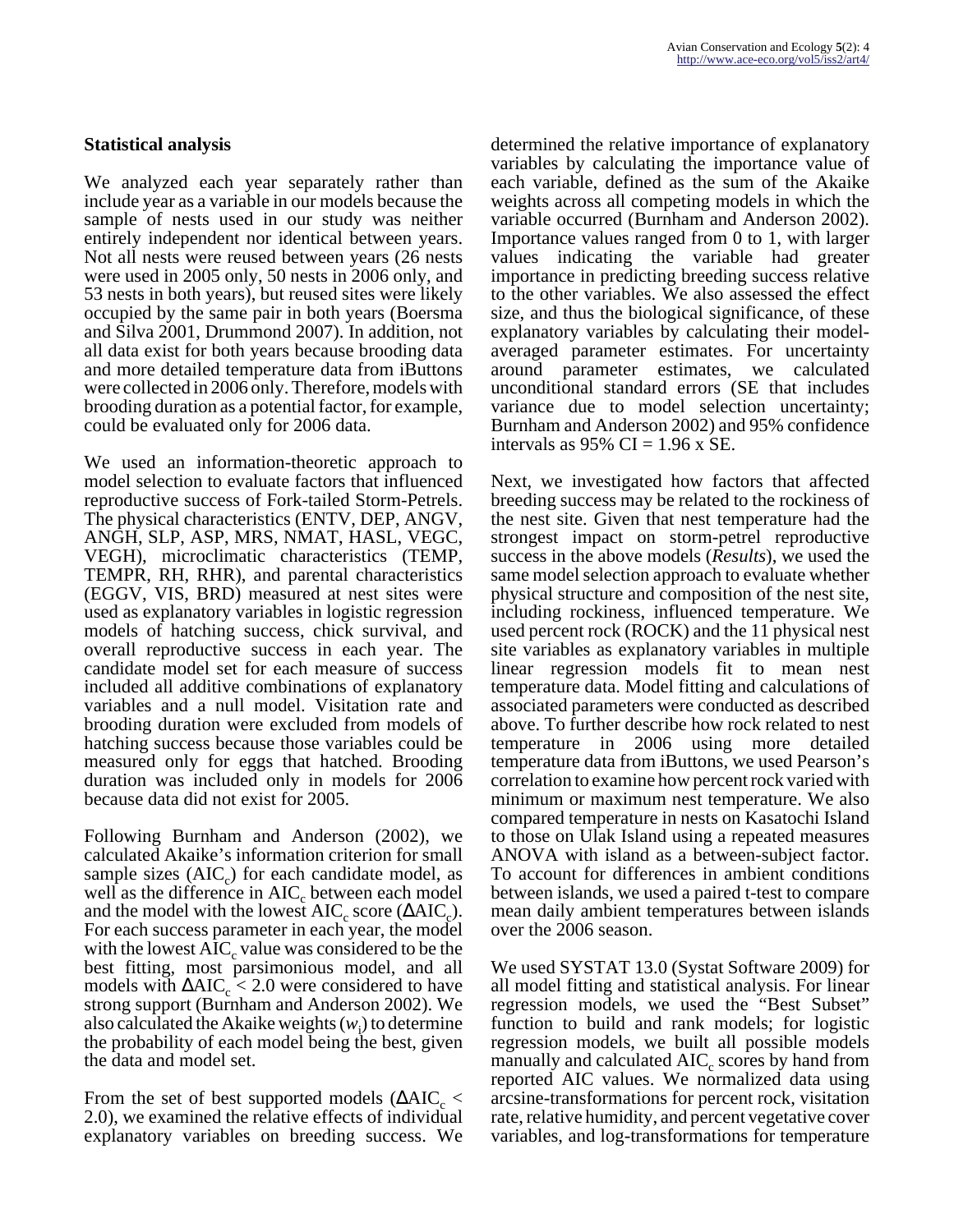### Statistical analysis

We analyzed each year separately rather than include year as a variable in our models because the sample of nests used in our study was neither entirely independent nor identical between years. Not all nests were reused between years (26 nests were used in 2005 only, 50 nests in 2006 only, and 53 nests in both years), but reused sites were likely occupied by the same pair in both years (Boersma and Silva 2001, Drummond 2007). In addition, not all data exist for both years because brooding data and more detailed temperature data from iButtons were collected in 2006 only. Therefore, models with brooding duration as a potential factor, for example, could be evaluated only for 2006 data.

We used an information-theoretic approach to model selection to evaluate factors that influenced reproductive success of Fork-tailed Storm-Petrels. The physical characteristics (ENTV, DEP, ANGV, ANGH, SLP, ASP, MRS, NMAT, HASL, VEGC, VEGH), microclimatic characteristics (TEMP, TEMPR, RH, RHR), and parental characteristics (EGGV, VIS, BRD) measured at nest sites were used as explanatory variables in logistic regression models of hatching success, chick survival, and overall reproductive success in each year. The candidate model set for each measure of success included all additive combinations of explanatory variables and a null model. Visitation rate and brooding duration were excluded from models of hatching success because those variables could be measured only for eggs that hatched. Brooding duration was included only in models for 2006 because data did not exist for 2005.

Following Burnham and Anderson (2002), we calculated Akaike's information criterion for small sample sizes ($AIC_c$) for each candidate model, as well as the difference in $AIC_c$ between each model and the model with the lowest $AIC_c$ score ($\Delta AIC_c$). For each success parameter in each year, the model with the lowest $AIC_c$ value was considered to be the best fitting, most parsimonious model, and all models with $\Delta AIC_c < 2.0$ were considered to have strong support (Burnham and Anderson 2002). We also calculated the Akaike weights ($w_i$) to determine the probability of each model being the best, given the data and model set.

From the set of best supported models ($\Delta AIC_c < 2.0$), we examined the relative effects of individual explanatory variables on breeding success. We determined the relative importance of explanatory variables by calculating the importance value of each variable, defined as the sum of the Akaike weights across all competing models in which the variable occurred (Burnham and Anderson 2002). Importance values ranged from 0 to 1, with larger values indicating the variable had greater importance in predicting breeding success relative to the other variables. We also assessed the effect size, and thus the biological significance, of these explanatory variables by calculating their model-averaged parameter estimates. For uncertainty around parameter estimates, we calculated unconditional standard errors (SE that includes variance due to model selection uncertainty; Burnham and Anderson 2002) and 95% confidence intervals as 95% CI = 1.96 x SE.

Next, we investigated how factors that affected breeding success may be related to the rockiness of the nest site. Given that nest temperature had the strongest impact on storm-petrel reproductive success in the above models (*Results*), we used the same model selection approach to evaluate whether physical structure and composition of the nest site, including rockiness, influenced temperature. We used percent rock (ROCK) and the 11 physical nest site variables as explanatory variables in multiple linear regression models fit to mean nest temperature data. Model fitting and calculations of associated parameters were conducted as described above. To further describe how rock related to nest temperature in 2006 using more detailed temperature data from iButtons, we used Pearson's correlation to examine how percent rock varied with minimum or maximum nest temperature. We also compared temperature in nests on Kasatochi Island to those on Ulak Island using a repeated measures ANOVA with island as a between-subject factor. To account for differences in ambient conditions between islands, we used a paired t-test to compare mean daily ambient temperatures between islands over the 2006 season.

We used SYSTAT 13.0 (Systat Software 2009) for all model fitting and statistical analysis. For linear regression models, we used the "Best Subset" function to build and rank models; for logistic regression models, we built all possible models manually and calculated $AIC_c$ scores by hand from reported AIC values. We normalized data using arcsine-transformations for percent rock, visitation rate, relative humidity, and percent vegetative cover variables, and log-transformations for temperature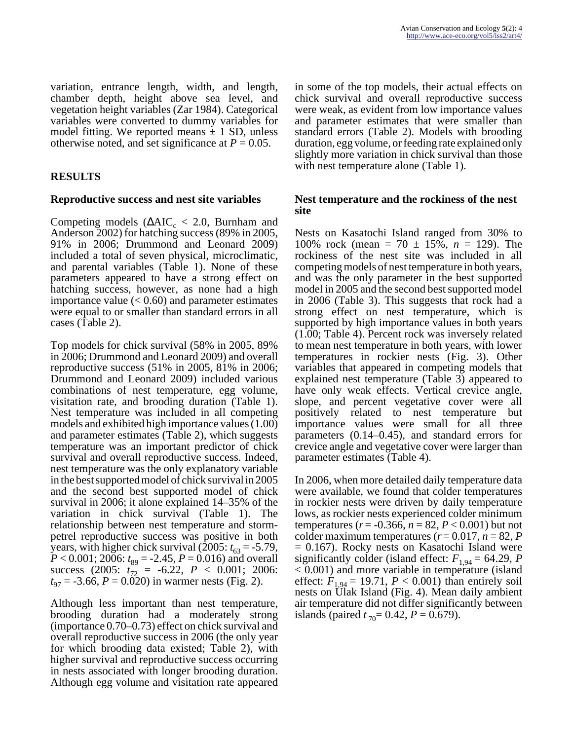variation, entrance length, width, and length, chamber depth, height above sea level, and vegetation height variables (Zar 1984). Categorical variables were converted to dummy variables for model fitting. We reported means ± 1 SD, unless otherwise noted, and set significance at $P = 0.05$.

## RESULTS

### Reproductive success and nest site variables

Competing models ($\Delta AIC_c < 2.0$, Burnham and Anderson 2002) for hatching success (89% in 2005, 91% in 2006; Drummond and Leonard 2009) included a total of seven physical, microclimatic, and parental variables (Table 1). None of these parameters appeared to have a strong effect on hatching success, however, as none had a high importance value (< 0.60) and parameter estimates were equal to or smaller than standard errors in all cases (Table 2).

Top models for chick survival (58% in 2005, 89% in 2006; Drummond and Leonard 2009) and overall reproductive success (51% in 2005, 81% in 2006; Drummond and Leonard 2009) included various combinations of nest temperature, egg volume, visitation rate, and brooding duration (Table 1). Nest temperature was included in all competing models and exhibited high importance values (1.00) and parameter estimates (Table 2), which suggests temperature was an important predictor of chick survival and overall reproductive success. Indeed, nest temperature was the only explanatory variable in the best supported model of chick survival in 2005 and the second best supported model of chick survival in 2006; it alone explained 14–35% of the variation in chick survival (Table 1). The relationship between nest temperature and storm-petrel reproductive success was positive in both years, with higher chick survival (2005: $t_{63} = -5.79$, $P < 0.001$; 2006: $t_{89} = -2.45$, $P = 0.016$) and overall success (2005: $t_{72} = -6.22$, $P < 0.001$; 2006: $t_{97} = -3.66$, $P = 0.020$) in warmer nests (Fig. 2).

Although less important than nest temperature, brooding duration had a moderately strong (importance 0.70–0.73) effect on chick survival and overall reproductive success in 2006 (the only year for which brooding data existed; Table 2), with higher survival and reproductive success occurring in nests associated with longer brooding duration. Although egg volume and visitation rate appeared in some of the top models, their actual effects on chick survival and overall reproductive success were weak, as evident from low importance values and parameter estimates that were smaller than standard errors (Table 2). Models with brooding duration, egg volume, or feeding rate explained only slightly more variation in chick survival than those with nest temperature alone (Table 1).

### Nest temperature and the rockiness of the nest site

Nests on Kasatochi Island ranged from 30% to 100% rock (mean = 70 ± 15%, $n = 129$). The rockiness of the nest site was included in all competing models of nest temperature in both years, and was the only parameter in the best supported model in 2005 and the second best supported model in 2006 (Table 3). This suggests that rock had a strong effect on nest temperature, which is supported by high importance values in both years (1.00; Table 4). Percent rock was inversely related to mean nest temperature in both years, with lower temperatures in rockier nests (Fig. 3). Other variables that appeared in competing models that explained nest temperature (Table 3) appeared to have only weak effects. Vertical crevice angle, slope, and percent vegetative cover were all positively related to nest temperature but importance values were small for all three parameters (0.14–0.45), and standard errors for crevice angle and vegetative cover were larger than parameter estimates (Table 4).

In 2006, when more detailed daily temperature data were available, we found that colder temperatures in rockier nests were driven by daily temperature lows, as rockier nests experienced colder minimum temperatures ($r = -0.366$, $n = 82$, $P < 0.001$) but not colder maximum temperatures ($r = 0.017$, $n = 82$, $P = 0.167$). Rocky nests on Kasatochi Island were significantly colder (island effect: $F_{1,94} = 64.29$, $P < 0.001$) and more variable in temperature (island effect: $F_{1,94} = 19.71$, $P < 0.001$) than entirely soil nests on Ulak Island (Fig. 4). Mean daily ambient air temperature did not differ significantly between islands (paired $t_{70} = 0.42$, $P = 0.679$).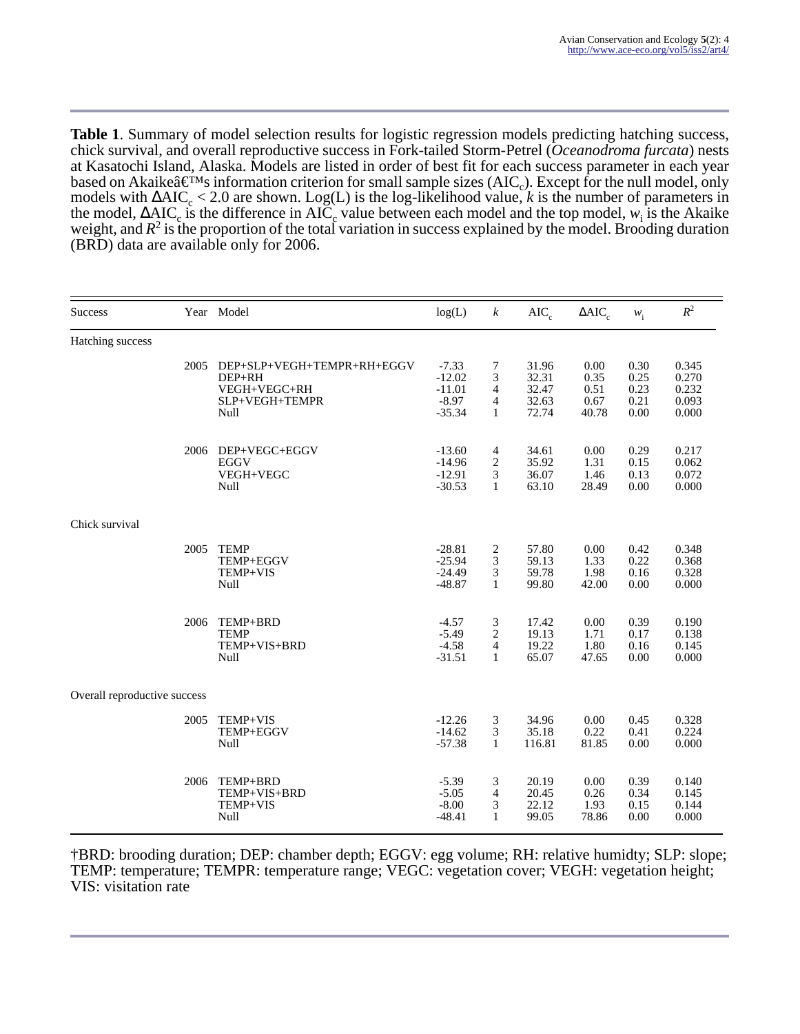**Table 1**. Summary of model selection results for logistic regression models predicting hatching success, chick survival, and overall reproductive success in Fork-tailed Storm-Petrel (*Oceanodroma furcata*) nests at Kasatochi Island, Alaska. Models are listed in order of best fit for each success parameter in each year based on Akaikeâ€™s information criterion for small sample sizes ($AIC_c$). Except for the null model, only models with $\Delta AIC_c < 2.0$ are shown. Log(L) is the log-likelihood value, *k* is the number of parameters in the model, $\Delta AIC_c$ is the difference in $AIC_c$ value between each model and the top model, $w_i$ is the Akaike weight, and $R^2$ is the proportion of the total variation in success explained by the model. Brooding duration (BRD) data are available only for 2006.

| Success | Year | Model | log(L) | $k$ | $AIC_c$ | $\Delta AIC_c$ | $w_i$ | $R^2$ |
|---|---|---|---|---|---|---|---|---|
| Hatching success | | | | | | | | |
| | 2005 | DEP+SLP+VEGH+TEMPR+RH+EGGV | -7.33 | 7 | 31.96 | 0.00 | 0.30 | 0.345 |
| | | DEP+RH | -12.02 | 3 | 32.31 | 0.35 | 0.25 | 0.270 |
| | | VEGH+VEGC+RH | -11.01 | 4 | 32.47 | 0.51 | 0.23 | 0.232 |
| | | SLP+VEGH+TEMPR | -8.97 | 4 | 32.63 | 0.67 | 0.21 | 0.093 |
| | | Null | -35.34 | 1 | 72.74 | 40.78 | 0.00 | 0.000 |
| | 2006 | DEP+VEGC+EGGV | -13.60 | 4 | 34.61 | 0.00 | 0.29 | 0.217 |
| | | EGGV | -14.96 | 2 | 35.92 | 1.31 | 0.15 | 0.062 |
| | | VEGH+VEGC | -12.91 | 3 | 36.07 | 1.46 | 0.13 | 0.072 |
| | | Null | -30.53 | 1 | 63.10 | 28.49 | 0.00 | 0.000 |
| Chick survival | | | | | | | | |
| | 2005 | TEMP | -28.81 | 2 | 57.80 | 0.00 | 0.42 | 0.348 |
| | | TEMP+EGGV | -25.94 | 3 | 59.13 | 1.33 | 0.22 | 0.368 |
| | | TEMP+VIS | -24.49 | 3 | 59.78 | 1.98 | 0.16 | 0.328 |
| | | Null | -48.87 | 1 | 99.80 | 42.00 | 0.00 | 0.000 |
| | 2006 | TEMP+BRD | -4.57 | 3 | 17.42 | 0.00 | 0.39 | 0.190 |
| | | TEMP | -5.49 | 2 | 19.13 | 1.71 | 0.17 | 0.138 |
| | | TEMP+VIS+BRD | -4.58 | 4 | 19.22 | 1.80 | 0.16 | 0.145 |
| | | Null | -31.51 | 1 | 65.07 | 47.65 | 0.00 | 0.000 |
| Overall reproductive success | | | | | | | | |
| | 2005 | TEMP+VIS | -12.26 | 3 | 34.96 | 0.00 | 0.45 | 0.328 |
| | | TEMP+EGGV | -14.62 | 3 | 35.18 | 0.22 | 0.41 | 0.224 |
| | | Null | -57.38 | 1 | 116.81 | 81.85 | 0.00 | 0.000 |
| | 2006 | TEMP+BRD | -5.39 | 3 | 20.19 | 0.00 | 0.39 | 0.140 |
| | | TEMP+VIS+BRD | -5.05 | 4 | 20.45 | 0.26 | 0.34 | 0.145 |
| | | TEMP+VIS | -8.00 | 3 | 22.12 | 1.93 | 0.15 | 0.144 |
| | | Null | -48.41 | 1 | 99.05 | 78.86 | 0.00 | 0.000 |

†BRD: brooding duration; DEP: chamber depth; EGGV: egg volume; RH: relative humidty; SLP: slope; TEMP: temperature; TEMPR: temperature range; VEGC: vegetation cover; VEGH: vegetation height; VIS: visitation rate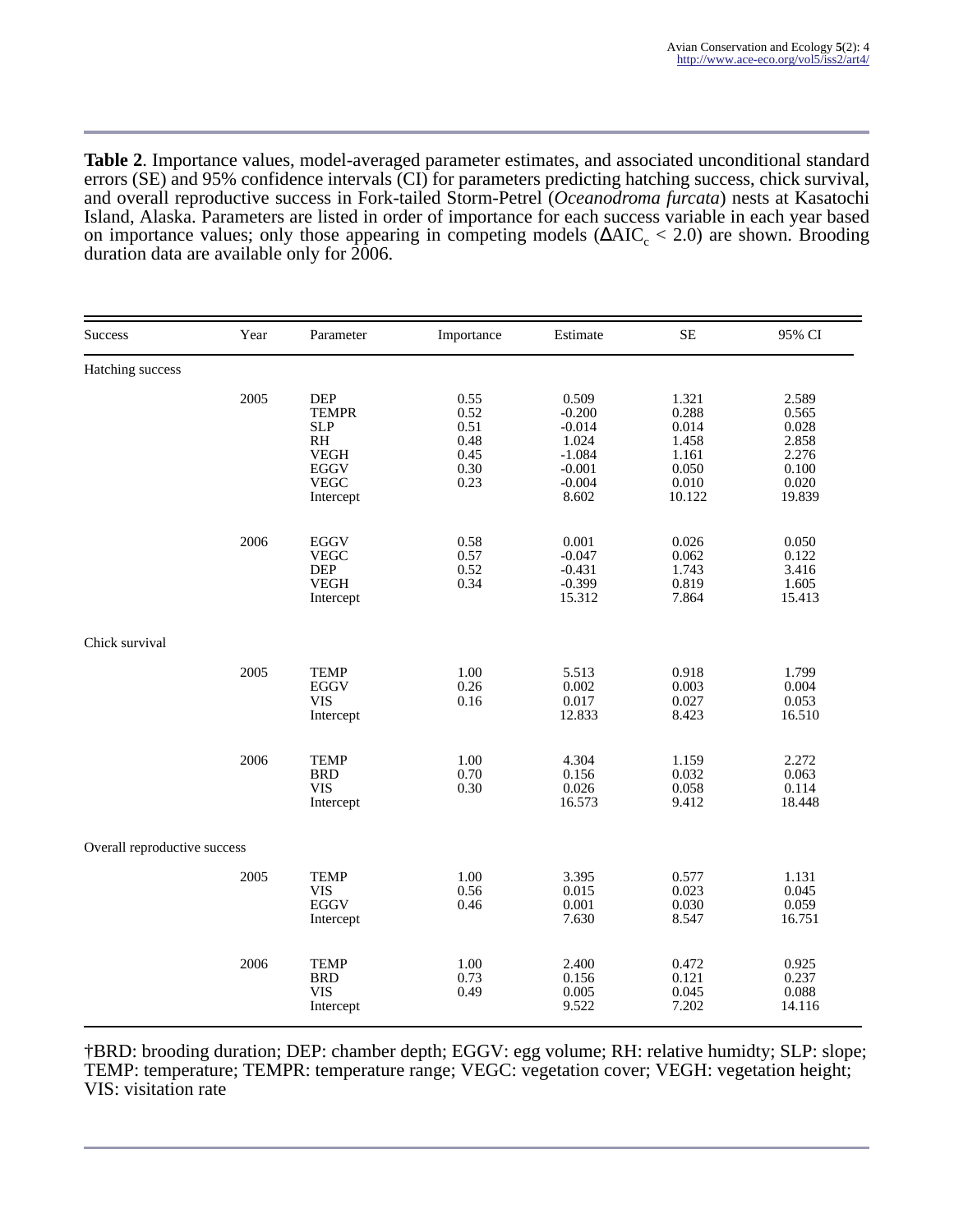**Table 2**. Importance values, model-averaged parameter estimates, and associated unconditional standard errors (SE) and 95% confidence intervals (CI) for parameters predicting hatching success, chick survival, and overall reproductive success in Fork-tailed Storm-Petrel (*Oceanodroma furcata*) nests at Kasatochi Island, Alaska. Parameters are listed in order of importance for each success variable in each year based on importance values; only those appearing in competing models ($\Delta AIC_c < 2.0$) are shown. Brooding duration data are available only for 2006.

| Success | Year | Parameter | Importance | Estimate | SE | 95% CI |
|---|---|---|---|---|---|---|
| Hatching success | | | | | | |
| | 2005 | DEP | 0.55 | 0.509 | 1.321 | 2.589 |
| | | TEMPR | 0.52 | -0.200 | 0.288 | 0.565 |
| | | SLP | 0.51 | -0.014 | 0.014 | 0.028 |
| | | RH | 0.48 | 1.024 | 1.458 | 2.858 |
| | | VEGH | 0.45 | -1.084 | 1.161 | 2.276 |
| | | EGGV | 0.30 | -0.001 | 0.050 | 0.100 |
| | | VEGC | 0.23 | -0.004 | 0.010 | 0.020 |
| | | Intercept | | 8.602 | 10.122 | 19.839 |
| | 2006 | EGGV | 0.58 | 0.001 | 0.026 | 0.050 |
| | | VEGC | 0.57 | -0.047 | 0.062 | 0.122 |
| | | DEP | 0.52 | -0.431 | 1.743 | 3.416 |
| | | VEGH | 0.34 | -0.399 | 0.819 | 1.605 |
| | | Intercept | | 15.312 | 7.864 | 15.413 |
| Chick survival | | | | | | |
| | 2005 | TEMP | 1.00 | 5.513 | 0.918 | 1.799 |
| | | EGGV | 0.26 | 0.002 | 0.003 | 0.004 |
| | | VIS | 0.16 | 0.017 | 0.027 | 0.053 |
| | | Intercept | | 12.833 | 8.423 | 16.510 |
| | 2006 | TEMP | 1.00 | 4.304 | 1.159 | 2.272 |
| | | BRD | 0.70 | 0.156 | 0.032 | 0.063 |
| | | VIS | 0.30 | 0.026 | 0.058 | 0.114 |
| | | Intercept | | 16.573 | 9.412 | 18.448 |
| Overall reproductive success | | | | | | |
| | 2005 | TEMP | 1.00 | 3.395 | 0.577 | 1.131 |
| | | VIS | 0.56 | 0.015 | 0.023 | 0.045 |
| | | EGGV | 0.46 | 0.001 | 0.030 | 0.059 |
| | | Intercept | | 7.630 | 8.547 | 16.751 |
| | 2006 | TEMP | 1.00 | 2.400 | 0.472 | 0.925 |
| | | BRD | 0.73 | 0.156 | 0.121 | 0.237 |
| | | VIS | 0.49 | 0.005 | 0.045 | 0.088 |
| | | Intercept | | 9.522 | 7.202 | 14.116 |

†BRD: brooding duration; DEP: chamber depth; EGGV: egg volume; RH: relative humidty; SLP: slope; TEMP: temperature; TEMPR: temperature range; VEGC: vegetation cover; VEGH: vegetation height; VIS: visitation rate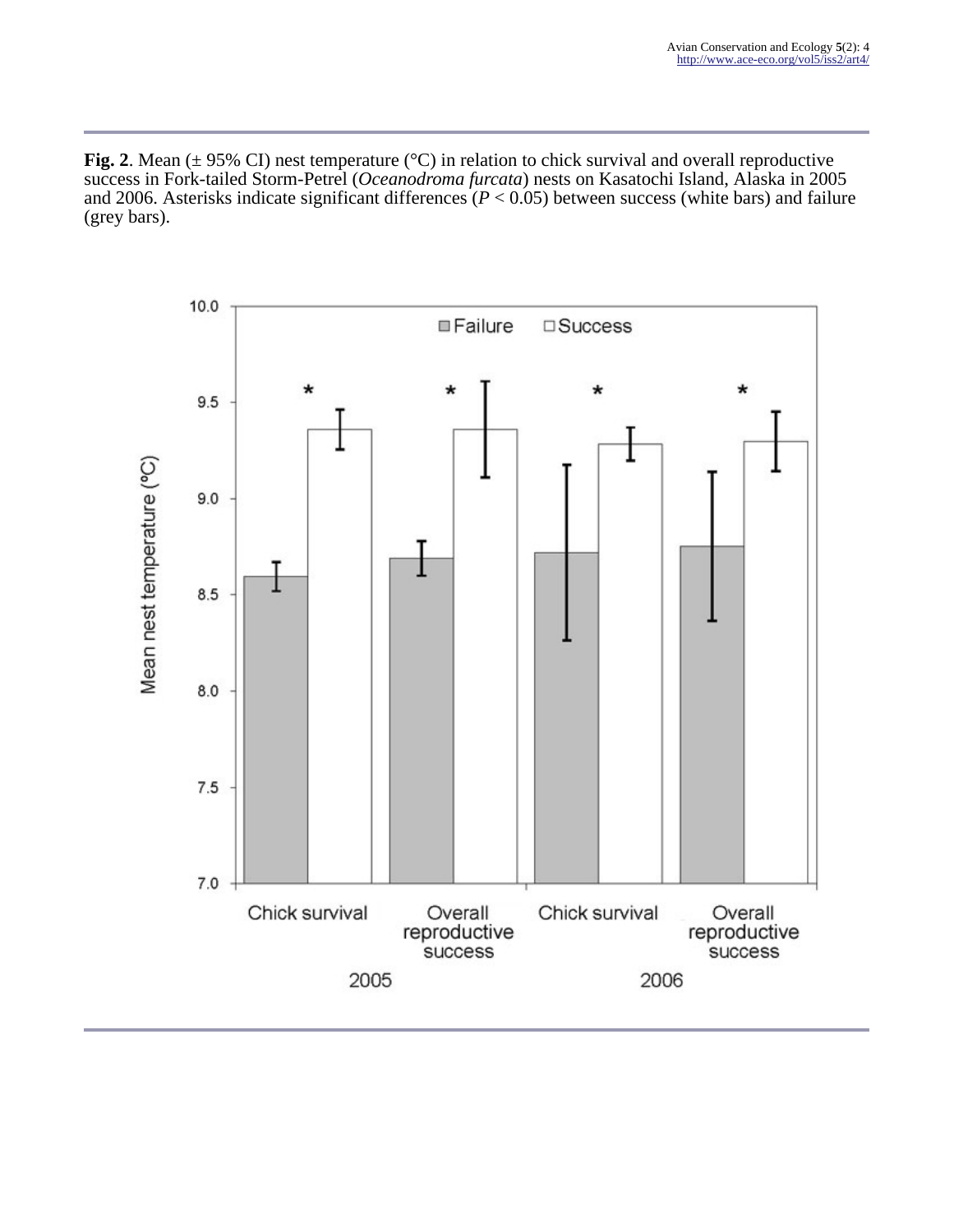**Fig. 2**. Mean (± 95% CI) nest temperature (°C) in relation to chick survival and overall reproductive success in Fork-tailed Storm-Petrel (*Oceanodroma furcata*) nests on Kasatochi Island, Alaska in 2005 and 2006. Asterisks indicate significant differences ($P < 0.05$) between success (white bars) and failure (grey bars).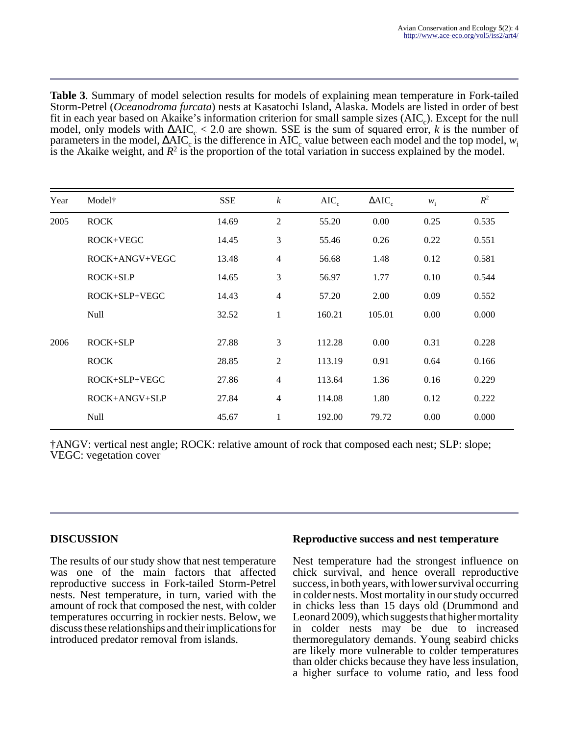**Table 3**. Summary of model selection results for models of explaining mean temperature in Fork-tailed Storm-Petrel (*Oceanodroma furcata*) nests at Kasatochi Island, Alaska. Models are listed in order of best fit in each year based on Akaike's information criterion for small sample sizes ($AIC_c$). Except for the null model, only models with $\Delta AIC_c < 2.0$ are shown. SSE is the sum of squared error, $k$ is the number of parameters in the model, $\Delta AIC_c$ is the difference in $AIC_c$ value between each model and the top model, $w_i$ is the Akaike weight, and $R^2$ is the proportion of the total variation in success explained by the model.

| Year | Model† | SSE | $k$ | $AIC_c$ | $\Delta AIC_c$ | $w_i$ | $R^2$ |
|---|---|---|---|---|---|---|---|
| 2005 | ROCK | 14.69 | 2 | 55.20 | 0.00 | 0.25 | 0.535 |
| | ROCK+VEGC | 14.45 | 3 | 55.46 | 0.26 | 0.22 | 0.551 |
| | ROCK+ANGV+VEGC | 13.48 | 4 | 56.68 | 1.48 | 0.12 | 0.581 |
| | ROCK+SLP | 14.65 | 3 | 56.97 | 1.77 | 0.10 | 0.544 |
| | ROCK+SLP+VEGC | 14.43 | 4 | 57.20 | 2.00 | 0.09 | 0.552 |
| | Null | 32.52 | 1 | 160.21 | 105.01 | 0.00 | 0.000 |
| 2006 | ROCK+SLP | 27.88 | 3 | 112.28 | 0.00 | 0.31 | 0.228 |
| | ROCK | 28.85 | 2 | 113.19 | 0.91 | 0.64 | 0.166 |
| | ROCK+SLP+VEGC | 27.86 | 4 | 113.64 | 1.36 | 0.16 | 0.229 |
| | ROCK+ANGV+SLP | 27.84 | 4 | 114.08 | 1.80 | 0.12 | 0.222 |
| | Null | 45.67 | 1 | 192.00 | 79.72 | 0.00 | 0.000 |

†ANGV: vertical nest angle; ROCK: relative amount of rock that composed each nest; SLP: slope; VEGC: vegetation cover

## DISCUSSION

The results of our study show that nest temperature was one of the main factors that affected reproductive success in Fork-tailed Storm-Petrel nests. Nest temperature, in turn, varied with the amount of rock that composed the nest, with colder temperatures occurring in rockier nests. Below, we discuss these relationships and their implications for introduced predator removal from islands.

### Reproductive success and nest temperature

Nest temperature had the strongest influence on chick survival, and hence overall reproductive success, in both years, with lower survival occurring in colder nests. Most mortality in our study occurred in chicks less than 15 days old (Drummond and Leonard 2009), which suggests that higher mortality in colder nests may be due to increased thermoregulatory demands. Young seabird chicks are likely more vulnerable to colder temperatures than older chicks because they have less insulation, a higher surface to volume ratio, and less food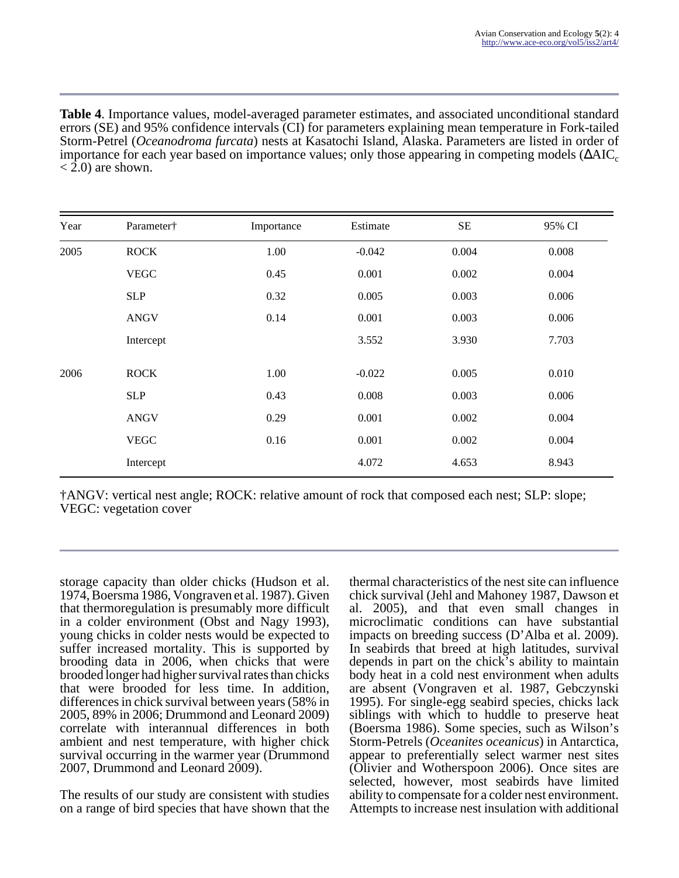**Table 4**. Importance values, model-averaged parameter estimates, and associated unconditional standard errors (SE) and 95% confidence intervals (CI) for parameters explaining mean temperature in Fork-tailed Storm-Petrel (*Oceanodroma furcata*) nests at Kasatochi Island, Alaska. Parameters are listed in order of importance for each year based on importance values; only those appearing in competing models ($\Delta AIC_c < 2.0$) are shown.

| Year | Parameter† | Importance | Estimate | SE | 95% CI |
|---|---|---|---|---|---|
| 2005 | ROCK | 1.00 | -0.042 | 0.004 | 0.008 |
| | VEGC | 0.45 | 0.001 | 0.002 | 0.004 |
| | SLP | 0.32 | 0.005 | 0.003 | 0.006 |
| | ANGV | 0.14 | 0.001 | 0.003 | 0.006 |
| | Intercept | | 3.552 | 3.930 | 7.703 |
| 2006 | ROCK | 1.00 | -0.022 | 0.005 | 0.010 |
| | SLP | 0.43 | 0.008 | 0.003 | 0.006 |
| | ANGV | 0.29 | 0.001 | 0.002 | 0.004 |
| | VEGC | 0.16 | 0.001 | 0.002 | 0.004 |
| | Intercept | | 4.072 | 4.653 | 8.943 |

†ANGV: vertical nest angle; ROCK: relative amount of rock that composed each nest; SLP: slope; VEGC: vegetation cover

storage capacity than older chicks (Hudson et al. 1974, Boersma 1986, Vongraven et al. 1987). Given that thermoregulation is presumably more difficult in a colder environment (Obst and Nagy 1993), young chicks in colder nests would be expected to suffer increased mortality. This is supported by brooding data in 2006, when chicks that were brooded longer had higher survival rates than chicks that were brooded for less time. In addition, differences in chick survival between years (58% in 2005, 89% in 2006; Drummond and Leonard 2009) correlate with interannual differences in both ambient and nest temperature, with higher chick survival occurring in the warmer year (Drummond 2007, Drummond and Leonard 2009).

The results of our study are consistent with studies on a range of bird species that have shown that the thermal characteristics of the nest site can influence chick survival (Jehl and Mahoney 1987, Dawson et al. 2005), and that even small changes in microclimatic conditions can have substantial impacts on breeding success (D'Alba et al. 2009). In seabirds that breed at high latitudes, survival depends in part on the chick's ability to maintain body heat in a cold nest environment when adults are absent (Vongraven et al. 1987, Gebczynski 1995). For single-egg seabird species, chicks lack siblings with which to huddle to preserve heat (Boersma 1986). Some species, such as Wilson's Storm-Petrels (*Oceanites oceanicus*) in Antarctica, appear to preferentially select warmer nest sites (Olivier and Wotherspoon 2006). Once sites are selected, however, most seabirds have limited ability to compensate for a colder nest environment. Attempts to increase nest insulation with additional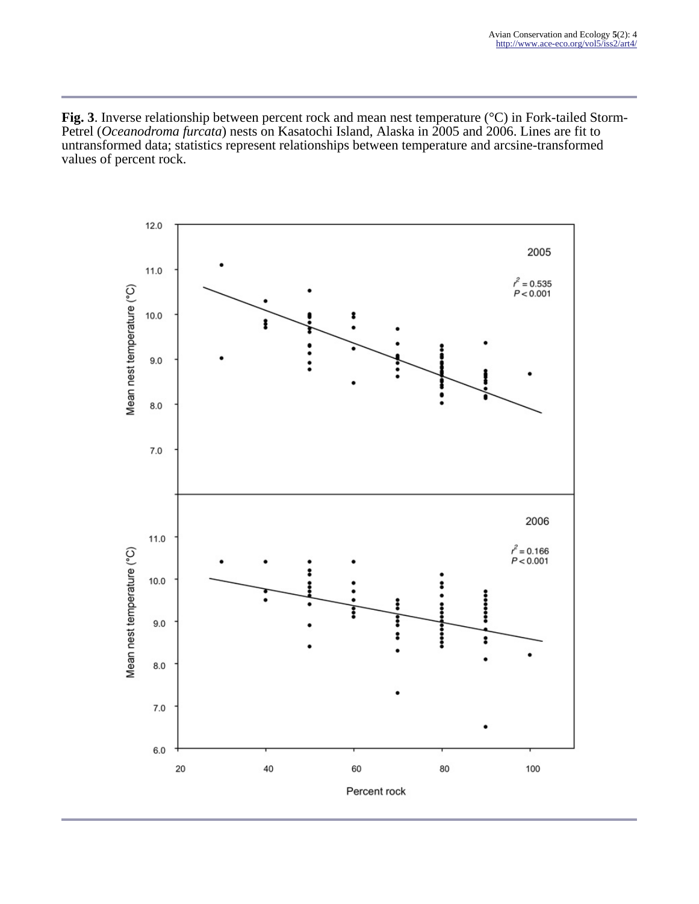**Fig. 3**. Inverse relationship between percent rock and mean nest temperature (°C) in Fork-tailed Storm-Petrel (*Oceanodroma furcata*) nests on Kasatochi Island, Alaska in 2005 and 2006. Lines are fit to untransformed data; statistics represent relationships between temperature and arcsine-transformed values of percent rock.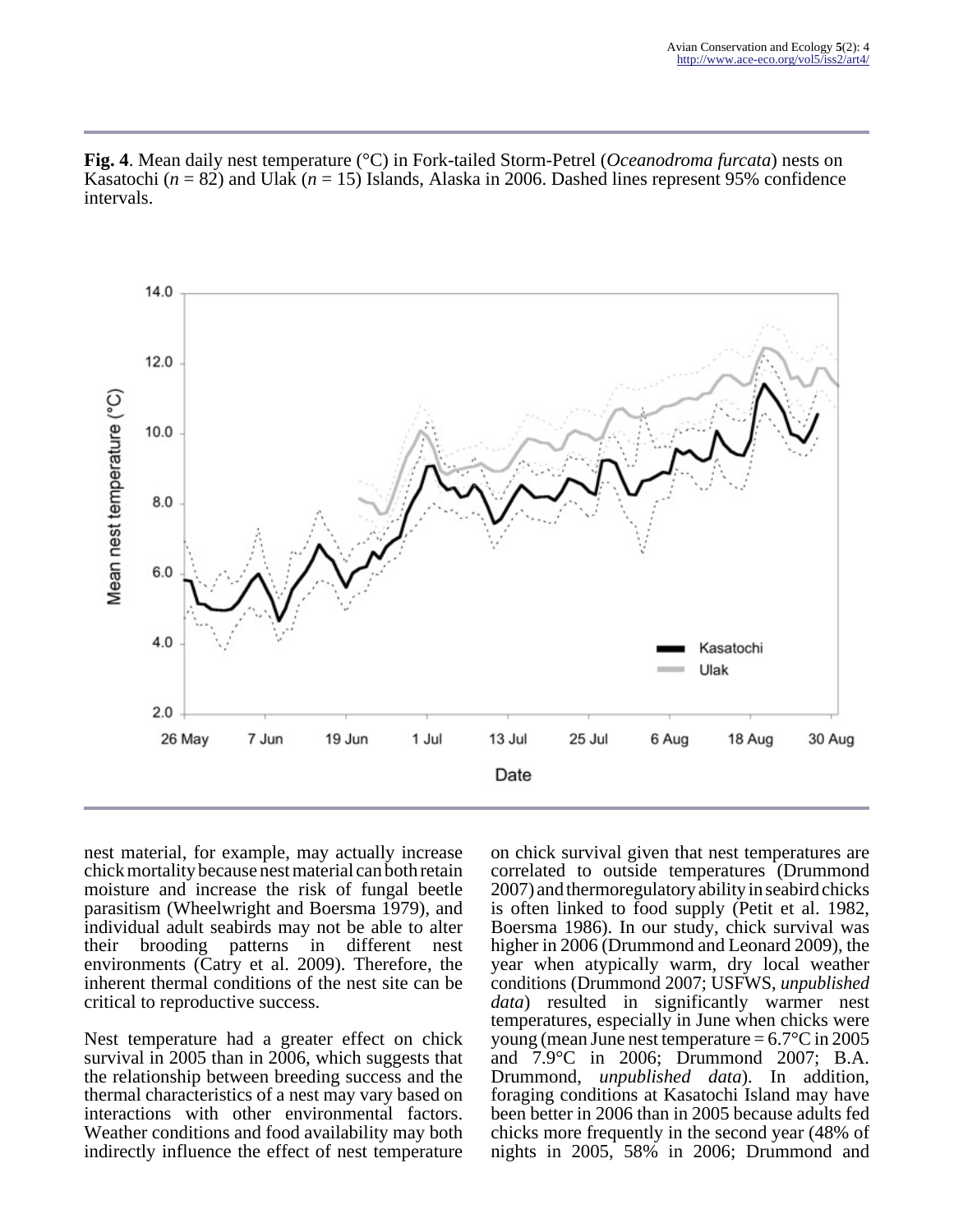**Fig. 4**. Mean daily nest temperature (°C) in Fork-tailed Storm-Petrel (*Oceanodroma furcata*) nests on Kasatochi ($n$ = 82) and Ulak ($n$ = 15) Islands, Alaska in 2006. Dashed lines represent 95% confidence intervals.

nest material, for example, may actually increase chick mortality because nest material can both retain moisture and increase the risk of fungal beetle parasitism (Wheelwright and Boersma 1979), and individual adult seabirds may not be able to alter their brooding patterns in different nest environments (Catry et al. 2009). Therefore, the inherent thermal conditions of the nest site can be critical to reproductive success.

Nest temperature had a greater effect on chick survival in 2005 than in 2006, which suggests that the relationship between breeding success and the thermal characteristics of a nest may vary based on interactions with other environmental factors. Weather conditions and food availability may both indirectly influence the effect of nest temperature on chick survival given that nest temperatures are correlated to outside temperatures (Drummond 2007) and thermoregulatory ability in seabird chicks is often linked to food supply (Petit et al. 1982, Boersma 1986). In our study, chick survival was higher in 2006 (Drummond and Leonard 2009), the year when atypically warm, dry local weather conditions (Drummond 2007; USFWS, *unpublished data*) resulted in significantly warmer nest temperatures, especially in June when chicks were young (mean June nest temperature = 6.7°C in 2005 and 7.9°C in 2006; Drummond 2007; B.A. Drummond, *unpublished data*). In addition, foraging conditions at Kasatochi Island may have been better in 2006 than in 2005 because adults fed chicks more frequently in the second year (48% of nights in 2005, 58% in 2006; Drummond and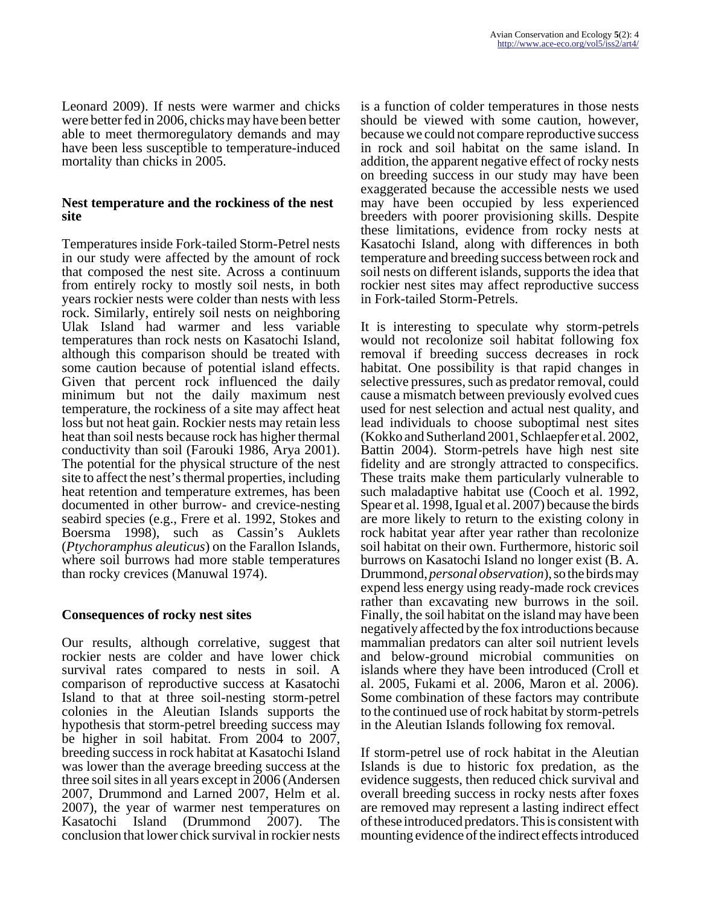Leonard 2009). If nests were warmer and chicks were better fed in 2006, chicks may have been better able to meet thermoregulatory demands and may have been less susceptible to temperature-induced mortality than chicks in 2005.

### Nest temperature and the rockiness of the nest site

Temperatures inside Fork-tailed Storm-Petrel nests in our study were affected by the amount of rock that composed the nest site. Across a continuum from entirely rocky to mostly soil nests, in both years rockier nests were colder than nests with less rock. Similarly, entirely soil nests on neighboring Ulak Island had warmer and less variable temperatures than rock nests on Kasatochi Island, although this comparison should be treated with some caution because of potential island effects. Given that percent rock influenced the daily minimum but not the daily maximum nest temperature, the rockiness of a site may affect heat loss but not heat gain. Rockier nests may retain less heat than soil nests because rock has higher thermal conductivity than soil (Farouki 1986, Arya 2001). The potential for the physical structure of the nest site to affect the nest's thermal properties, including heat retention and temperature extremes, has been documented in other burrow- and crevice-nesting seabird species (e.g., Frere et al. 1992, Stokes and Boersma 1998), such as Cassin's Auklets (*Ptychoramphus aleuticus*) on the Farallon Islands, where soil burrows had more stable temperatures than rocky crevices (Manuwal 1974).

### Consequences of rocky nest sites

Our results, although correlative, suggest that rockier nests are colder and have lower chick survival rates compared to nests in soil. A comparison of reproductive success at Kasatochi Island to that at three soil-nesting storm-petrel colonies in the Aleutian Islands supports the hypothesis that storm-petrel breeding success may be higher in soil habitat. From 2004 to 2007, breeding success in rock habitat at Kasatochi Island was lower than the average breeding success at the three soil sites in all years except in 2006 (Andersen 2007, Drummond and Larned 2007, Helm et al. 2007), the year of warmer nest temperatures on Kasatochi Island (Drummond 2007). The conclusion that lower chick survival in rockier nests is a function of colder temperatures in those nests should be viewed with some caution, however, because we could not compare reproductive success in rock and soil habitat on the same island. In addition, the apparent negative effect of rocky nests on breeding success in our study may have been exaggerated because the accessible nests we used may have been occupied by less experienced breeders with poorer provisioning skills. Despite these limitations, evidence from rocky nests at Kasatochi Island, along with differences in both temperature and breeding success between rock and soil nests on different islands, supports the idea that rockier nest sites may affect reproductive success in Fork-tailed Storm-Petrels.

It is interesting to speculate why storm-petrels would not recolonize soil habitat following fox removal if breeding success decreases in rock habitat. One possibility is that rapid changes in selective pressures, such as predator removal, could cause a mismatch between previously evolved cues used for nest selection and actual nest quality, and lead individuals to choose suboptimal nest sites (Kokko and Sutherland 2001, Schlaepfer et al. 2002, Battin 2004). Storm-petrels have high nest site fidelity and are strongly attracted to conspecifics. These traits make them particularly vulnerable to such maladaptive habitat use (Cooch et al. 1992, Spear et al. 1998, Igual et al. 2007) because the birds are more likely to return to the existing colony in rock habitat year after year rather than recolonize soil habitat on their own. Furthermore, historic soil burrows on Kasatochi Island no longer exist (B. A. Drummond, *personal observation*), so the birds may expend less energy using ready-made rock crevices rather than excavating new burrows in the soil. Finally, the soil habitat on the island may have been negatively affected by the fox introductions because mammalian predators can alter soil nutrient levels and below-ground microbial communities on islands where they have been introduced (Croll et al. 2005, Fukami et al. 2006, Maron et al. 2006). Some combination of these factors may contribute to the continued use of rock habitat by storm-petrels in the Aleutian Islands following fox removal.

If storm-petrel use of rock habitat in the Aleutian Islands is due to historic fox predation, as the evidence suggests, then reduced chick survival and overall breeding success in rocky nests after foxes are removed may represent a lasting indirect effect of these introduced predators. This is consistent with mounting evidence of the indirect effects introduced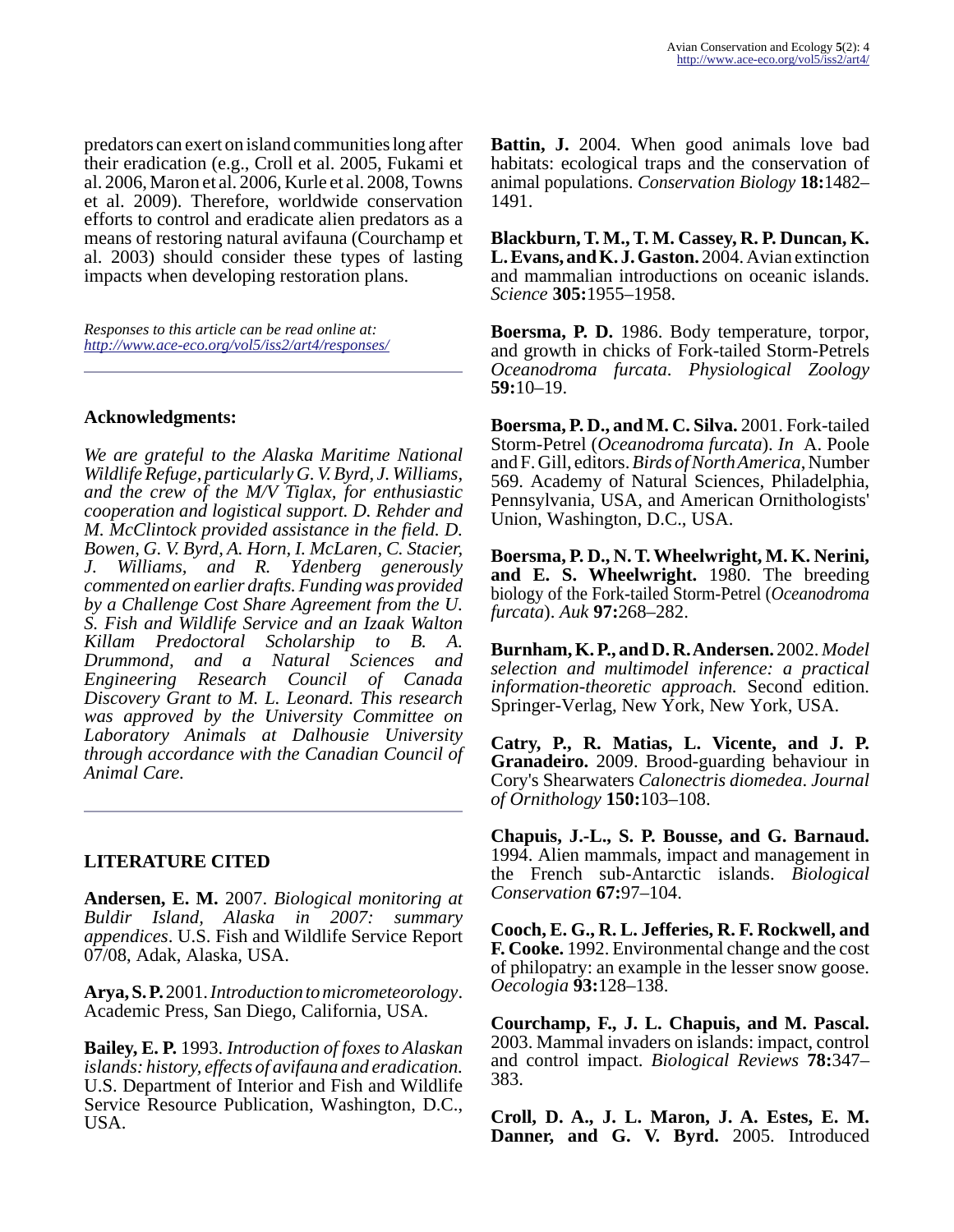predators can exert on island communities long after their eradication (e.g., Croll et al. 2005, Fukami et al. 2006, Maron et al. 2006, Kurle et al. 2008, Towns et al. 2009). Therefore, worldwide conservation efforts to control and eradicate alien predators as a means of restoring natural avifauna (Courchamp et al. 2003) should consider these types of lasting impacts when developing restoration plans.

*Responses to this article can be read online at:*
*http://www.ace-eco.org/vol5/iss2/art4/responses/*

---

## Acknowledgments:

*We are grateful to the Alaska Maritime National Wildlife Refuge, particularly G. V. Byrd, J. Williams, and the crew of the M/V Tiglax, for enthusiastic cooperation and logistical support. D. Rehder and M. McClintock provided assistance in the field. D. Bowen, G. V. Byrd, A. Horn, I. McLaren, C. Stacier, J. Williams, and R. Ydenberg generously commented on earlier drafts. Funding was provided by a Challenge Cost Share Agreement from the U. S. Fish and Wildlife Service and an Izaak Walton Killam Predoctoral Scholarship to B. A. Drummond, and a Natural Sciences and Engineering Research Council of Canada Discovery Grant to M. L. Leonard. This research was approved by the University Committee on Laboratory Animals at Dalhousie University through accordance with the Canadian Council of Animal Care.*

---

## LITERATURE CITED

**Andersen, E. M.** 2007. *Biological monitoring at Buldir Island, Alaska in 2007: summary appendices*. U.S. Fish and Wildlife Service Report 07/08, Adak, Alaska, USA.

**Arya, S. P.** 2001. *Introduction to micrometeorology*. Academic Press, San Diego, California, USA.

**Bailey, E. P.** 1993. *Introduction of foxes to Alaskan islands: history, effects of avifauna and eradication.* U.S. Department of Interior and Fish and Wildlife Service Resource Publication, Washington, D.C., USA.

**Battin, J.** 2004. When good animals love bad habitats: ecological traps and the conservation of animal populations. *Conservation Biology* **18:**1482–1491.

**Blackburn, T. M., T. M. Cassey, R. P. Duncan, K. L. Evans, and K. J. Gaston.** 2004. Avian extinction and mammalian introductions on oceanic islands. *Science* **305:**1955–1958.

**Boersma, P. D.** 1986. Body temperature, torpor, and growth in chicks of Fork-tailed Storm-Petrels *Oceanodroma furcata*. *Physiological Zoology* **59:**10–19.

**Boersma, P. D., and M. C. Silva.** 2001. Fork-tailed Storm-Petrel (*Oceanodroma furcata*). *In* A. Poole and F. Gill, editors. *Birds of North America*, Number 569. Academy of Natural Sciences, Philadelphia, Pennsylvania, USA, and American Ornithologists' Union, Washington, D.C., USA.

**Boersma, P. D., N. T. Wheelwright, M. K. Nerini, and E. S. Wheelwright.** 1980. The breeding biology of the Fork-tailed Storm-Petrel (*Oceanodroma furcata*). *Auk* **97:**268–282.

**Burnham, K. P., and D. R. Andersen.** 2002. *Model selection and multimodel inference: a practical information-theoretic approach.* Second edition. Springer-Verlag, New York, New York, USA.

**Catry, P., R. Matias, L. Vicente, and J. P. Granadeiro.** 2009. Brood-guarding behaviour in Cory's Shearwaters *Calonectris diomedea*. *Journal of Ornithology* **150:**103–108.

**Chapuis, J.-L., S. P. Bousse, and G. Barnaud.** 1994. Alien mammals, impact and management in the French sub-Antarctic islands. *Biological Conservation* **67:**97–104.

**Cooch, E. G., R. L. Jefferies, R. F. Rockwell, and F. Cooke.** 1992. Environmental change and the cost of philopatry: an example in the lesser snow goose. *Oecologia* **93:**128–138.

**Courchamp, F., J. L. Chapuis, and M. Pascal.** 2003. Mammal invaders on islands: impact, control and control impact. *Biological Reviews* **78:**347–383.

**Croll, D. A., J. L. Maron, J. A. Estes, E. M. Danner, and G. V. Byrd.** 2005. Introduced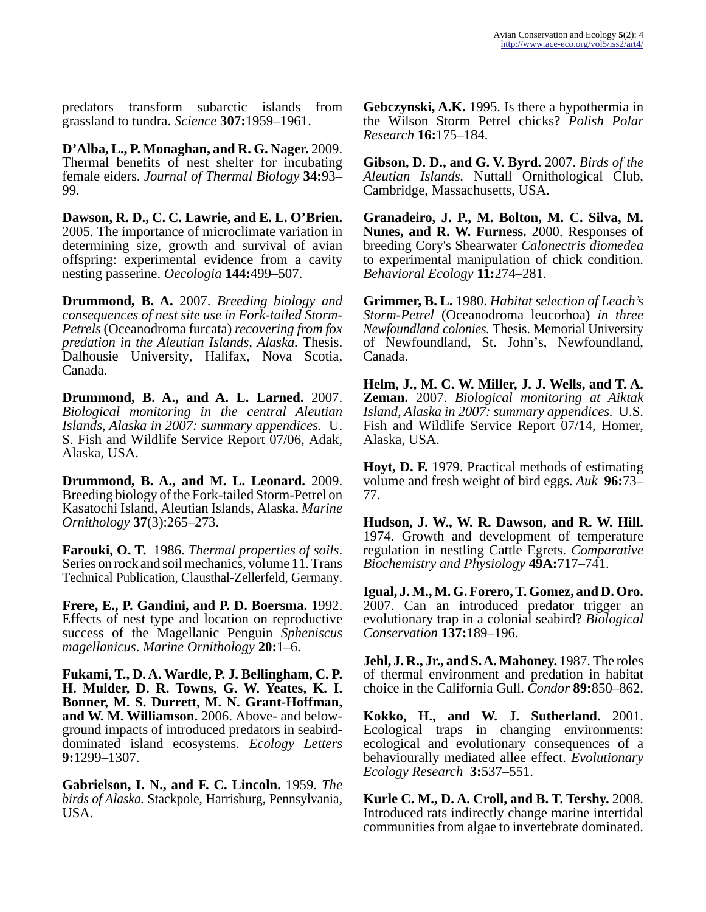predators transform subarctic islands from grassland to tundra. *Science* **307:**1959–1961.

**D'Alba, L., P. Monaghan, and R. G. Nager.** 2009. Thermal benefits of nest shelter for incubating female eiders. *Journal of Thermal Biology* **34:**93–99.

**Dawson, R. D., C. C. Lawrie, and E. L. O'Brien.** 2005. The importance of microclimate variation in determining size, growth and survival of avian offspring: experimental evidence from a cavity nesting passerine. *Oecologia* **144:**499–507.

**Drummond, B. A.** 2007. *Breeding biology and consequences of nest site use in Fork-tailed Storm-Petrels* (Oceanodroma furcata) *recovering from fox predation in the Aleutian Islands, Alaska.* Thesis. Dalhousie University, Halifax, Nova Scotia, Canada.

**Drummond, B. A., and A. L. Larned.** 2007. *Biological monitoring in the central Aleutian Islands, Alaska in 2007: summary appendices.* U. S. Fish and Wildlife Service Report 07/06, Adak, Alaska, USA.

**Drummond, B. A., and M. L. Leonard.** 2009. Breeding biology of the Fork-tailed Storm-Petrel on Kasatochi Island, Aleutian Islands, Alaska. *Marine Ornithology* **37**(3):265–273.

**Farouki, O. T.** 1986. *Thermal properties of soils*. Series on rock and soil mechanics, volume 11. Trans Technical Publication, Clausthal-Zellerfeld, Germany.

**Frere, E., P. Gandini, and P. D. Boersma.** 1992. Effects of nest type and location on reproductive success of the Magellanic Penguin *Spheniscus magellanicus*. *Marine Ornithology* **20:**1–6.

**Fukami, T., D. A. Wardle, P. J. Bellingham, C. P. H. Mulder, D. R. Towns, G. W. Yeates, K. I. Bonner, M. S. Durrett, M. N. Grant-Hoffman, and W. M. Williamson.** 2006. Above- and below-ground impacts of introduced predators in seabird-dominated island ecosystems. *Ecology Letters* **9:**1299–1307.

**Gabrielson, I. N., and F. C. Lincoln.** 1959. *The birds of Alaska.* Stackpole, Harrisburg, Pennsylvania, USA.

**Gebczynski, A.K.** 1995. Is there a hypothermia in the Wilson Storm Petrel chicks? *Polish Polar Research* **16:**175–184.

**Gibson, D. D., and G. V. Byrd.** 2007. *Birds of the Aleutian Islands.* Nuttall Ornithological Club, Cambridge, Massachusetts, USA.

**Granadeiro, J. P., M. Bolton, M. C. Silva, M. Nunes, and R. W. Furness.** 2000. Responses of breeding Cory's Shearwater *Calonectris diomedea* to experimental manipulation of chick condition. *Behavioral Ecology* **11:**274–281.

**Grimmer, B. L.** 1980. *Habitat selection of Leach's Storm-Petrel* (Oceanodroma leucorhoa) *in three Newfoundland colonies.* Thesis. Memorial University of Newfoundland, St. John's, Newfoundland, Canada.

**Helm, J., M. C. W. Miller, J. J. Wells, and T. A. Zeman.** 2007. *Biological monitoring at Aiktak Island, Alaska in 2007: summary appendices.* U.S. Fish and Wildlife Service Report 07/14, Homer, Alaska, USA.

**Hoyt, D. F.** 1979. Practical methods of estimating volume and fresh weight of bird eggs. *Auk* **96:**73–77.

**Hudson, J. W., W. R. Dawson, and R. W. Hill.** 1974. Growth and development of temperature regulation in nestling Cattle Egrets. *Comparative Biochemistry and Physiology* **49A:**717–741.

**Igual, J. M., M. G. Forero, T. Gomez, and D. Oro.** 2007. Can an introduced predator trigger an evolutionary trap in a colonial seabird? *Biological Conservation* **137:**189–196.

**Jehl, J. R., Jr., and S. A. Mahoney.** 1987. The roles of thermal environment and predation in habitat choice in the California Gull. *Condor* **89:**850–862.

**Kokko, H., and W. J. Sutherland.** 2001. Ecological traps in changing environments: ecological and evolutionary consequences of a behaviourally mediated allee effect. *Evolutionary Ecology Research* **3:**537–551.

**Kurle C. M., D. A. Croll, and B. T. Tershy.** 2008. Introduced rats indirectly change marine intertidal communities from algae to invertebrate dominated.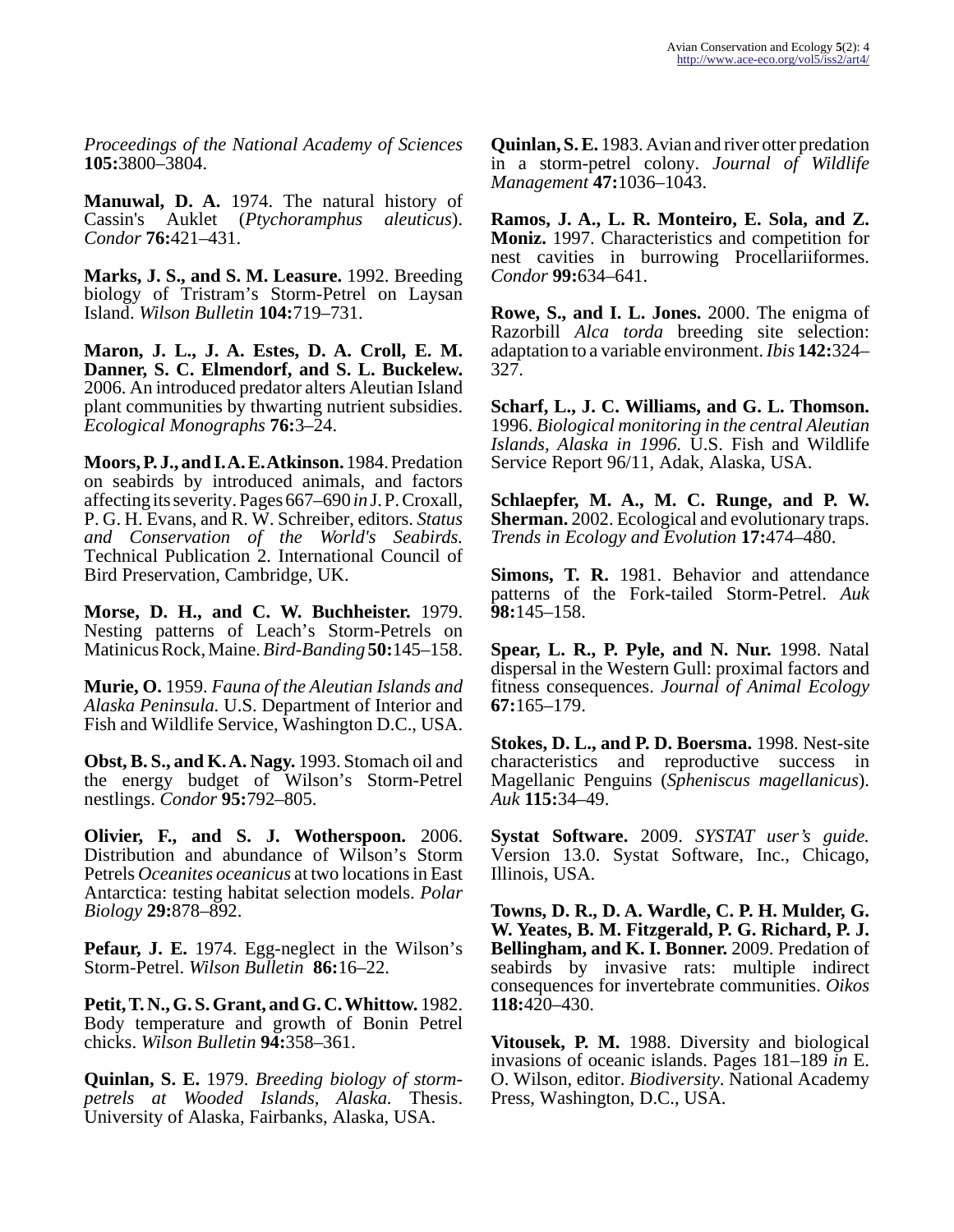*Proceedings of the National Academy of Sciences* **105:**3800–3804.

**Manuwal, D. A.** 1974. The natural history of Cassin's Auklet (*Ptychoramphus aleuticus*). *Condor* **76:**421–431.

**Marks, J. S., and S. M. Leasure.** 1992. Breeding biology of Tristram's Storm-Petrel on Laysan Island. *Wilson Bulletin* **104:**719–731.

**Maron, J. L., J. A. Estes, D. A. Croll, E. M. Danner, S. C. Elmendorf, and S. L. Buckelew.** 2006. An introduced predator alters Aleutian Island plant communities by thwarting nutrient subsidies. *Ecological Monographs* **76:**3–24.

**Moors, P. J., and I. A. E. Atkinson.** 1984. Predation on seabirds by introduced animals, and factors affecting its severity. Pages 667–690 *in* J. P. Croxall, P. G. H. Evans, and R. W. Schreiber, editors. *Status and Conservation of the World's Seabirds.* Technical Publication 2. International Council of Bird Preservation, Cambridge, UK.

**Morse, D. H., and C. W. Buchheister.** 1979. Nesting patterns of Leach's Storm-Petrels on Matinicus Rock, Maine. *Bird-Banding* **50:**145–158.

**Murie, O.** 1959. *Fauna of the Aleutian Islands and Alaska Peninsula.* U.S. Department of Interior and Fish and Wildlife Service, Washington D.C., USA.

**Obst, B. S., and K. A. Nagy.** 1993. Stomach oil and the energy budget of Wilson's Storm-Petrel nestlings. *Condor* **95:**792–805.

**Olivier, F., and S. J. Wotherspoon.** 2006. Distribution and abundance of Wilson's Storm Petrels *Oceanites oceanicus* at two locations in East Antarctica: testing habitat selection models. *Polar Biology* **29:**878–892.

**Pefaur, J. E.** 1974. Egg-neglect in the Wilson's Storm-Petrel. *Wilson Bulletin* **86:**16–22.

**Petit, T. N., G. S. Grant, and G. C. Whittow.** 1982. Body temperature and growth of Bonin Petrel chicks. *Wilson Bulletin* **94:**358–361.

**Quinlan, S. E.** 1979. *Breeding biology of storm-petrels at Wooded Islands, Alaska.* Thesis. University of Alaska, Fairbanks, Alaska, USA.

**Quinlan, S. E.** 1983. Avian and river otter predation in a storm-petrel colony. *Journal of Wildlife Management* **47:**1036–1043.

**Ramos, J. A., L. R. Monteiro, E. Sola, and Z. Moniz.** 1997. Characteristics and competition for nest cavities in burrowing Procellariiformes. *Condor* **99:**634–641.

**Rowe, S., and I. L. Jones.** 2000. The enigma of Razorbill *Alca torda* breeding site selection: adaptation to a variable environment. *Ibis* **142:**324–327.

**Scharf, L., J. C. Williams, and G. L. Thomson.** 1996. *Biological monitoring in the central Aleutian Islands, Alaska in 1996.* U.S. Fish and Wildlife Service Report 96/11, Adak, Alaska, USA.

**Schlaepfer, M. A., M. C. Runge, and P. W. Sherman.** 2002. Ecological and evolutionary traps. *Trends in Ecology and Evolution* **17:**474–480.

**Simons, T. R.** 1981. Behavior and attendance patterns of the Fork-tailed Storm-Petrel. *Auk* **98:**145–158.

**Spear, L. R., P. Pyle, and N. Nur.** 1998. Natal dispersal in the Western Gull: proximal factors and fitness consequences. *Journal of Animal Ecology* **67:**165–179.

**Stokes, D. L., and P. D. Boersma.** 1998. Nest-site characteristics and reproductive success in Magellanic Penguins (*Spheniscus magellanicus*). *Auk* **115:**34–49.

**Systat Software.** 2009. *SYSTAT user's guide.* Version 13.0. Systat Software, Inc., Chicago, Illinois, USA.

**Towns, D. R., D. A. Wardle, C. P. H. Mulder, G. W. Yeates, B. M. Fitzgerald, P. G. Richard, P. J. Bellingham, and K. I. Bonner.** 2009. Predation of seabirds by invasive rats: multiple indirect consequences for invertebrate communities. *Oikos* **118:**420–430.

**Vitousek, P. M.** 1988. Diversity and biological invasions of oceanic islands. Pages 181–189 *in* E. O. Wilson, editor. *Biodiversity*. National Academy Press, Washington, D.C., USA.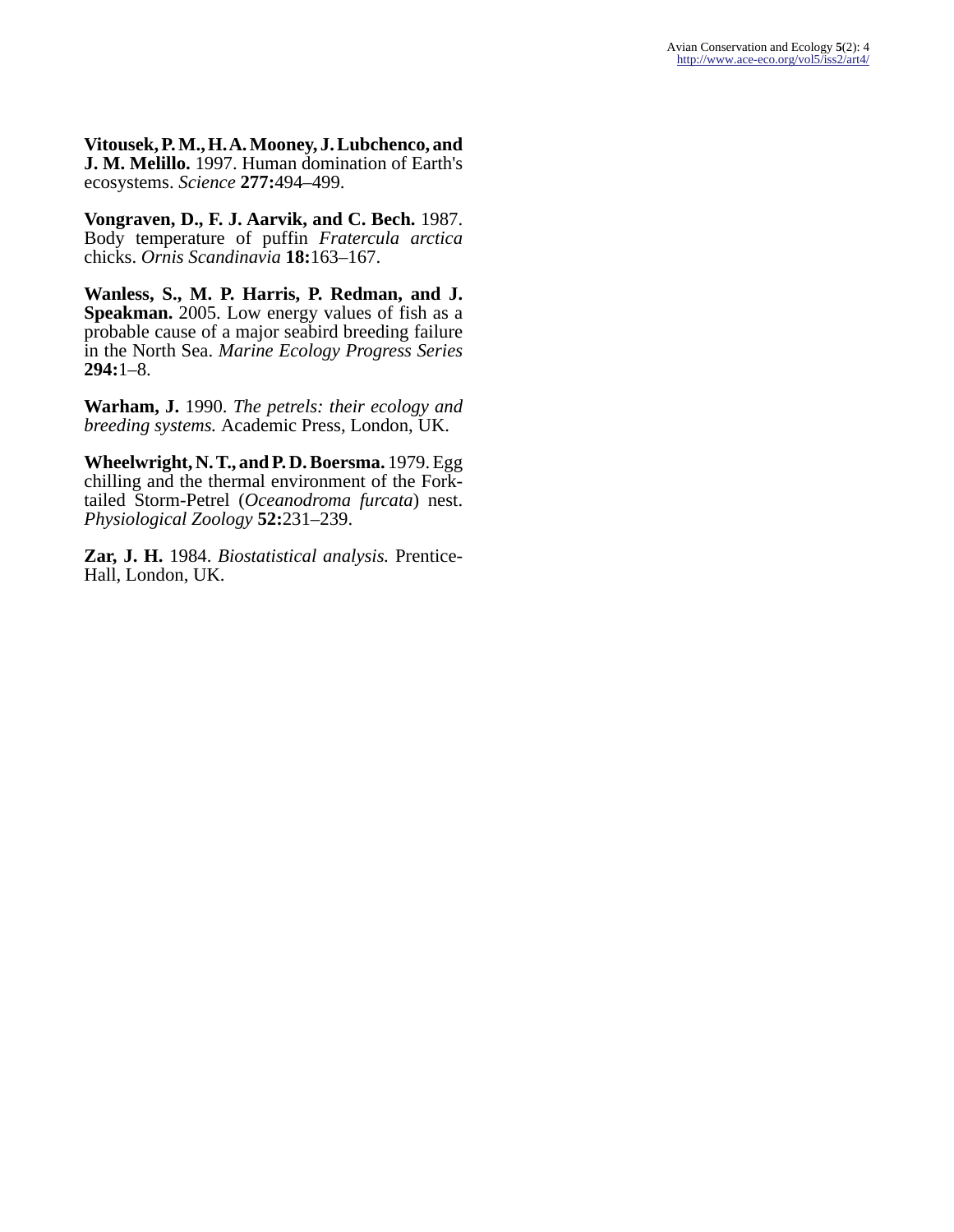**Vitousek, P. M., H. A. Mooney, J. Lubchenco, and J. M. Melillo.** 1997. Human domination of Earth's ecosystems. *Science* **277:**494–499.

**Vongraven, D., F. J. Aarvik, and C. Bech.** 1987. Body temperature of puffin *Fratercula arctica* chicks. *Ornis Scandinavia* **18:**163–167.

**Wanless, S., M. P. Harris, P. Redman, and J. Speakman.** 2005. Low energy values of fish as a probable cause of a major seabird breeding failure in the North Sea. *Marine Ecology Progress Series* **294:**1–8.

**Warham, J.** 1990. *The petrels: their ecology and breeding systems.* Academic Press, London, UK.

**Wheelwright, N. T., and P. D. Boersma.** 1979. Egg chilling and the thermal environment of the Fork-tailed Storm-Petrel (*Oceanodroma furcata*) nest. *Physiological Zoology* **52:**231–239.

**Zar, J. H.** 1984. *Biostatistical analysis.* Prentice-Hall, London, UK.